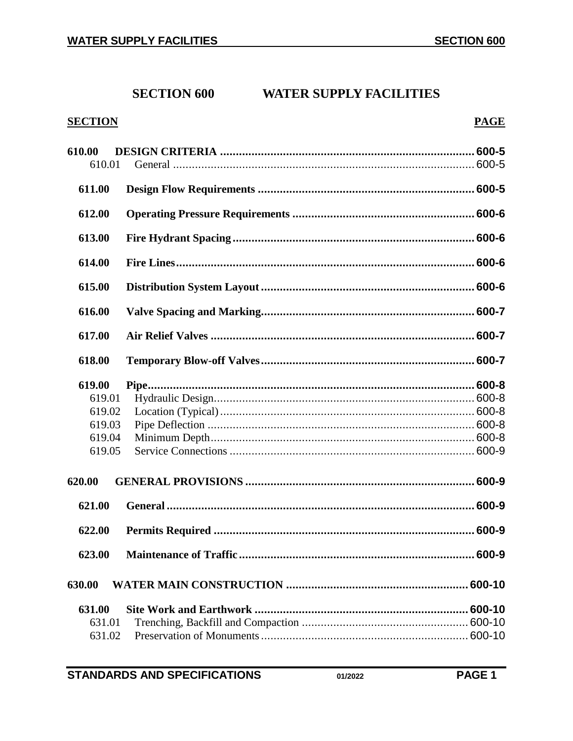# SECTION 600 WATER SUPPLY FACILITIES

| SECTION | | PAGE |
|---|---|---|
| **610.00** | **DESIGN CRITERIA** | **600-5** |
| 610.01 | General | 600-5 |
| **611.00** | **Design Flow Requirements** | **600-5** |
| **612.00** | **Operating Pressure Requirements** | **600-6** |
| **613.00** | **Fire Hydrant Spacing** | **600-6** |
| **614.00** | **Fire Lines** | **600-6** |
| **615.00** | **Distribution System Layout** | **600-6** |
| **616.00** | **Valve Spacing and Marking** | **600-7** |
| **617.00** | **Air Relief Valves** | **600-7** |
| **618.00** | **Temporary Blow-off Valves** | **600-7** |
| **619.00** | **Pipe** | **600-8** |
| 619.01 | Hydraulic Design | 600-8 |
| 619.02 | Location (Typical) | 600-8 |
| 619.03 | Pipe Deflection | 600-8 |
| 619.04 | Minimum Depth | 600-8 |
| 619.05 | Service Connections | 600-9 |
| **620.00** | **GENERAL PROVISIONS** | **600-9** |
| **621.00** | **General** | **600-9** |
| **622.00** | **Permits Required** | **600-9** |
| **623.00** | **Maintenance of Traffic** | **600-9** |
| **630.00** | **WATER MAIN CONSTRUCTION** | **600-10** |
| **631.00** | **Site Work and Earthwork** | **600-10** |
| 631.01 | Trenching, Backfill and Compaction | 600-10 |
| 631.02 | Preservation of Monuments | 600-10 |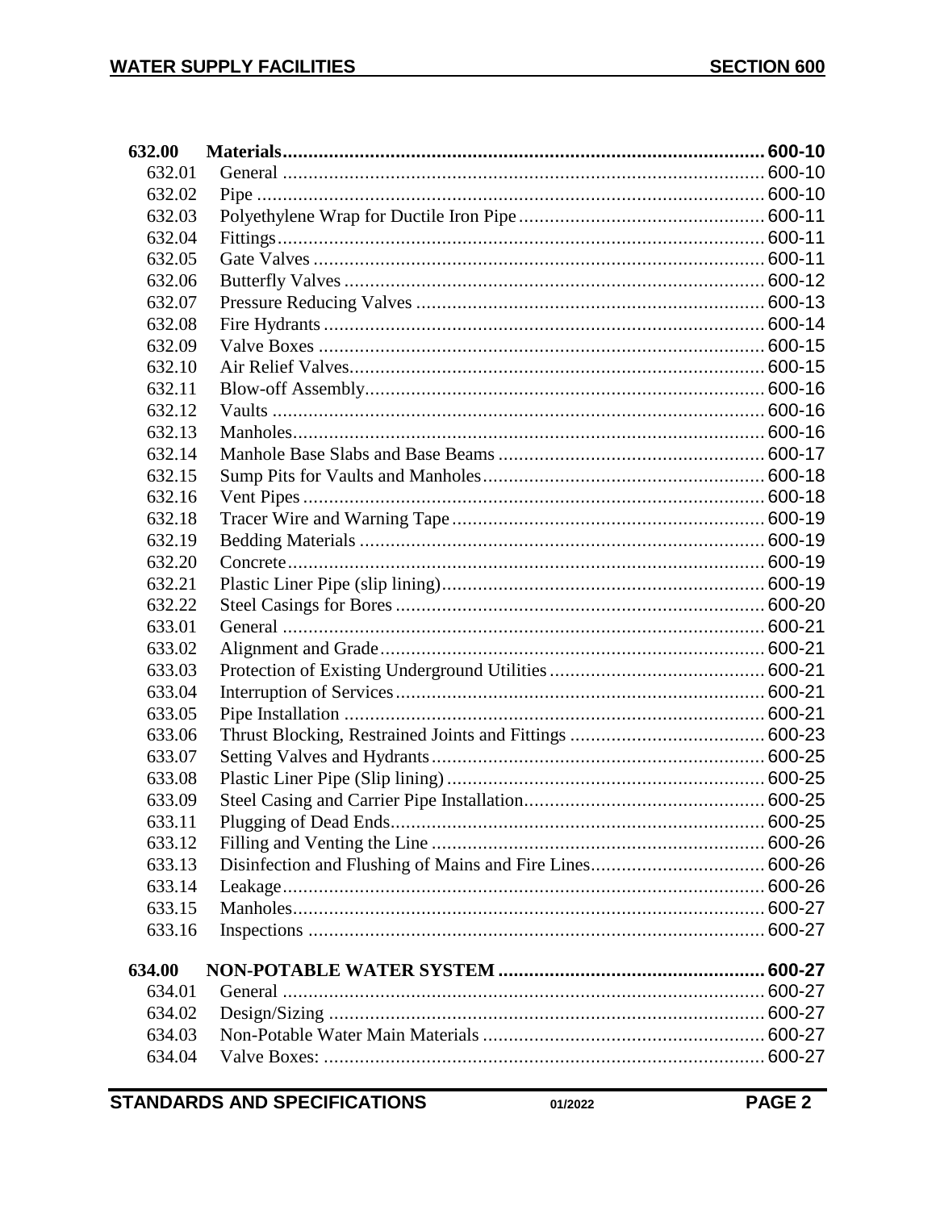| | | |
|---|---|---|
| **632.00** | **Materials** | **600-10** |
| 632.01 | General | 600-10 |
| 632.02 | Pipe | 600-10 |
| 632.03 | Polyethylene Wrap for Ductile Iron Pipe | 600-11 |
| 632.04 | Fittings | 600-11 |
| 632.05 | Gate Valves | 600-11 |
| 632.06 | Butterfly Valves | 600-12 |
| 632.07 | Pressure Reducing Valves | 600-13 |
| 632.08 | Fire Hydrants | 600-14 |
| 632.09 | Valve Boxes | 600-15 |
| 632.10 | Air Relief Valves | 600-15 |
| 632.11 | Blow-off Assembly | 600-16 |
| 632.12 | Vaults | 600-16 |
| 632.13 | Manholes | 600-16 |
| 632.14 | Manhole Base Slabs and Base Beams | 600-17 |
| 632.15 | Sump Pits for Vaults and Manholes | 600-18 |
| 632.16 | Vent Pipes | 600-18 |
| 632.18 | Tracer Wire and Warning Tape | 600-19 |
| 632.19 | Bedding Materials | 600-19 |
| 632.20 | Concrete | 600-19 |
| 632.21 | Plastic Liner Pipe (slip lining) | 600-19 |
| 632.22 | Steel Casings for Bores | 600-20 |
| 633.01 | General | 600-21 |
| 633.02 | Alignment and Grade | 600-21 |
| 633.03 | Protection of Existing Underground Utilities | 600-21 |
| 633.04 | Interruption of Services | 600-21 |
| 633.05 | Pipe Installation | 600-21 |
| 633.06 | Thrust Blocking, Restrained Joints and Fittings | 600-23 |
| 633.07 | Setting Valves and Hydrants | 600-25 |
| 633.08 | Plastic Liner Pipe (Slip lining) | 600-25 |
| 633.09 | Steel Casing and Carrier Pipe Installation | 600-25 |
| 633.11 | Plugging of Dead Ends | 600-25 |
| 633.12 | Filling and Venting the Line | 600-26 |
| 633.13 | Disinfection and Flushing of Mains and Fire Lines | 600-26 |
| 633.14 | Leakage | 600-26 |
| 633.15 | Manholes | 600-27 |
| 633.16 | Inspections | 600-27 |
| **634.00** | **NON-POTABLE WATER SYSTEM** | **600-27** |
| 634.01 | General | 600-27 |
| 634.02 | Design/Sizing | 600-27 |
| 634.03 | Non-Potable Water Main Materials | 600-27 |
| 634.04 | Valve Boxes: | 600-27 |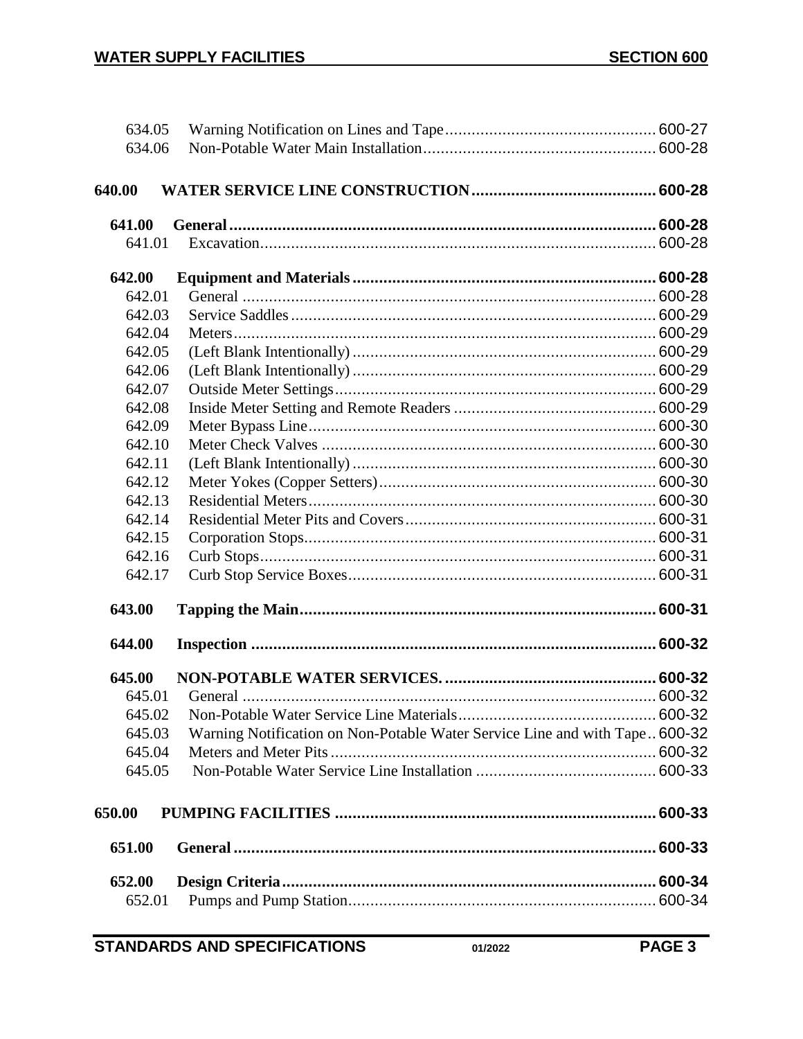| | | |
|---|---|---|
| 634.05 | Warning Notification on Lines and Tape | 600-27 |
| 634.06 | Non-Potable Water Main Installation | 600-28 |
| **640.00** | **WATER SERVICE LINE CONSTRUCTION** | **600-28** |
| **641.00** | **General** | **600-28** |
| 641.01 | Excavation | 600-28 |
| **642.00** | **Equipment and Materials** | **600-28** |
| 642.01 | General | 600-28 |
| 642.03 | Service Saddles | 600-29 |
| 642.04 | Meters | 600-29 |
| 642.05 | (Left Blank Intentionally) | 600-29 |
| 642.06 | (Left Blank Intentionally) | 600-29 |
| 642.07 | Outside Meter Settings | 600-29 |
| 642.08 | Inside Meter Setting and Remote Readers | 600-29 |
| 642.09 | Meter Bypass Line | 600-30 |
| 642.10 | Meter Check Valves | 600-30 |
| 642.11 | (Left Blank Intentionally) | 600-30 |
| 642.12 | Meter Yokes (Copper Setters) | 600-30 |
| 642.13 | Residential Meters | 600-30 |
| 642.14 | Residential Meter Pits and Covers | 600-31 |
| 642.15 | Corporation Stops | 600-31 |
| 642.16 | Curb Stops | 600-31 |
| 642.17 | Curb Stop Service Boxes | 600-31 |
| **643.00** | **Tapping the Main** | **600-31** |
| **644.00** | **Inspection** | **600-32** |
| **645.00** | **NON-POTABLE WATER SERVICES.** | **600-32** |
| 645.01 | General | 600-32 |
| 645.02 | Non-Potable Water Service Line Materials | 600-32 |
| 645.03 | Warning Notification on Non-Potable Water Service Line and with Tape | 600-32 |
| 645.04 | Meters and Meter Pits | 600-32 |
| 645.05 | Non-Potable Water Service Line Installation | 600-33 |
| **650.00** | **PUMPING FACILITIES** | **600-33** |
| **651.00** | **General** | **600-33** |
| **652.00** | **Design Criteria** | **600-34** |
| 652.01 | Pumps and Pump Station | 600-34 |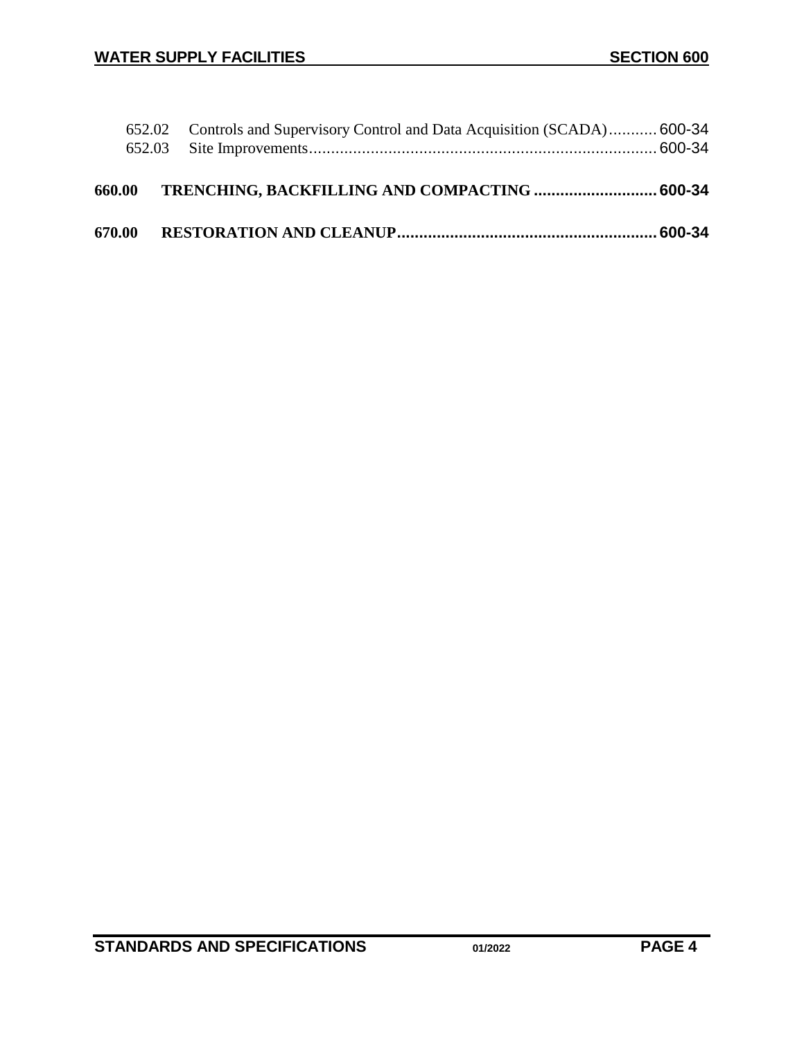652.02 Controls and Supervisory Control and Data Acquisition (SCADA) ........... 600-34
652.03 Site Improvements ........................................................................... 600-34

**660.00 TRENCHING, BACKFILLING AND COMPACTING ............................ 600-34**

**670.00 RESTORATION AND CLEANUP ........................................................... 600-34**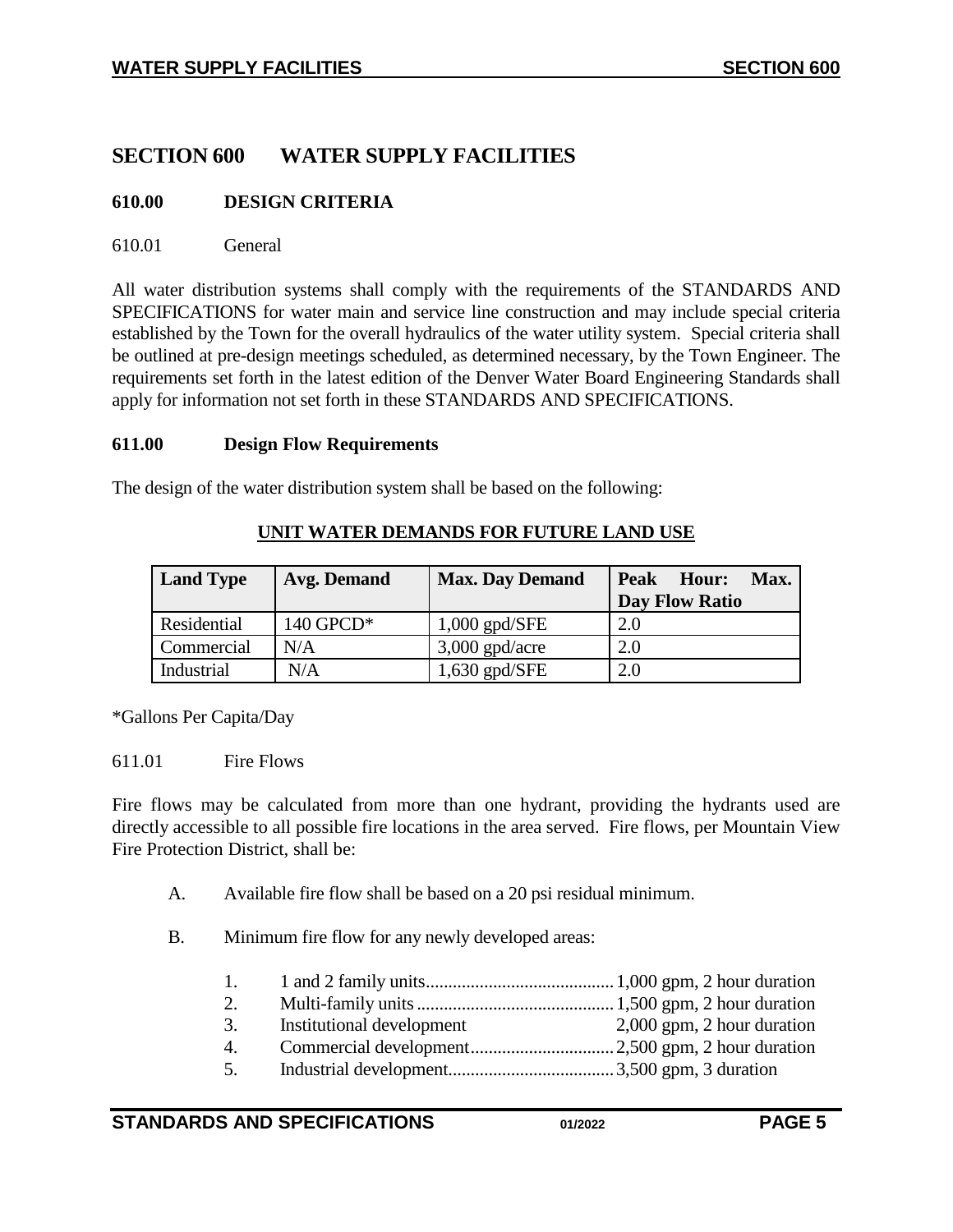# SECTION 600 WATER SUPPLY FACILITIES

## 610.00 DESIGN CRITERIA

610.01 General

All water distribution systems shall comply with the requirements of the STANDARDS AND SPECIFICATIONS for water main and service line construction and may include special criteria established by the Town for the overall hydraulics of the water utility system. Special criteria shall be outlined at pre-design meetings scheduled, as determined necessary, by the Town Engineer. The requirements set forth in the latest edition of the Denver Water Board Engineering Standards shall apply for information not set forth in these STANDARDS AND SPECIFICATIONS.

## 611.00 Design Flow Requirements

The design of the water distribution system shall be based on the following:

**UNIT WATER DEMANDS FOR FUTURE LAND USE**

| Land Type | Avg. Demand | Max. Day Demand | Peak Hour: Max. Day Flow Ratio |
|---|---|---|---|
| Residential | 140 GPCD* | 1,000 gpd/SFE | 2.0 |
| Commercial | N/A | 3,000 gpd/acre | 2.0 |
| Industrial | N/A | 1,630 gpd/SFE | 2.0 |

*Gallons Per Capita/Day

611.01 Fire Flows

Fire flows may be calculated from more than one hydrant, providing the hydrants used are directly accessible to all possible fire locations in the area served. Fire flows, per Mountain View Fire Protection District, shall be:

A. Available fire flow shall be based on a 20 psi residual minimum.

B. Minimum fire flow for any newly developed areas:

1. 1 and 2 family units.......................................... 1,000 gpm, 2 hour duration
2. Multi-family units........................................... 1,500 gpm, 2 hour duration
3. Institutional development 2,000 gpm, 2 hour duration
4. Commercial development................................ 2,500 gpm, 2 hour duration
5. Industrial development..................................... 3,500 gpm, 3 duration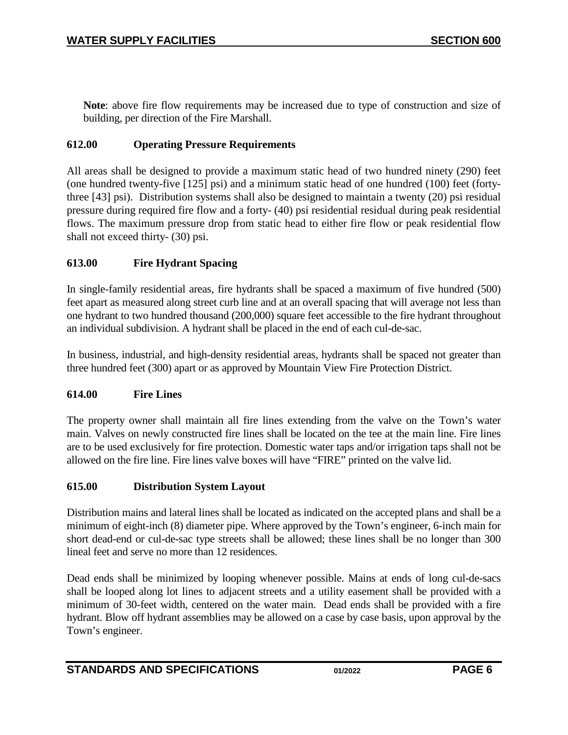**Note**: above fire flow requirements may be increased due to type of construction and size of building, per direction of the Fire Marshall.

### 612.00 Operating Pressure Requirements

All areas shall be designed to provide a maximum static head of two hundred ninety (290) feet (one hundred twenty-five [125] psi) and a minimum static head of one hundred (100) feet (forty-three [43] psi). Distribution systems shall also be designed to maintain a twenty (20) psi residual pressure during required fire flow and a forty- (40) psi residential residual during peak residential flows. The maximum pressure drop from static head to either fire flow or peak residential flow shall not exceed thirty- (30) psi.

### 613.00 Fire Hydrant Spacing

In single-family residential areas, fire hydrants shall be spaced a maximum of five hundred (500) feet apart as measured along street curb line and at an overall spacing that will average not less than one hydrant to two hundred thousand (200,000) square feet accessible to the fire hydrant throughout an individual subdivision. A hydrant shall be placed in the end of each cul-de-sac.

In business, industrial, and high-density residential areas, hydrants shall be spaced not greater than three hundred feet (300) apart or as approved by Mountain View Fire Protection District.

### 614.00 Fire Lines

The property owner shall maintain all fire lines extending from the valve on the Town's water main. Valves on newly constructed fire lines shall be located on the tee at the main line. Fire lines are to be used exclusively for fire protection. Domestic water taps and/or irrigation taps shall not be allowed on the fire line. Fire lines valve boxes will have "FIRE" printed on the valve lid.

### 615.00 Distribution System Layout

Distribution mains and lateral lines shall be located as indicated on the accepted plans and shall be a minimum of eight-inch (8) diameter pipe. Where approved by the Town's engineer, 6-inch main for short dead-end or cul-de-sac type streets shall be allowed; these lines shall be no longer than 300 lineal feet and serve no more than 12 residences.

Dead ends shall be minimized by looping whenever possible. Mains at ends of long cul-de-sacs shall be looped along lot lines to adjacent streets and a utility easement shall be provided with a minimum of 30-feet width, centered on the water main. Dead ends shall be provided with a fire hydrant. Blow off hydrant assemblies may be allowed on a case by case basis, upon approval by the Town's engineer.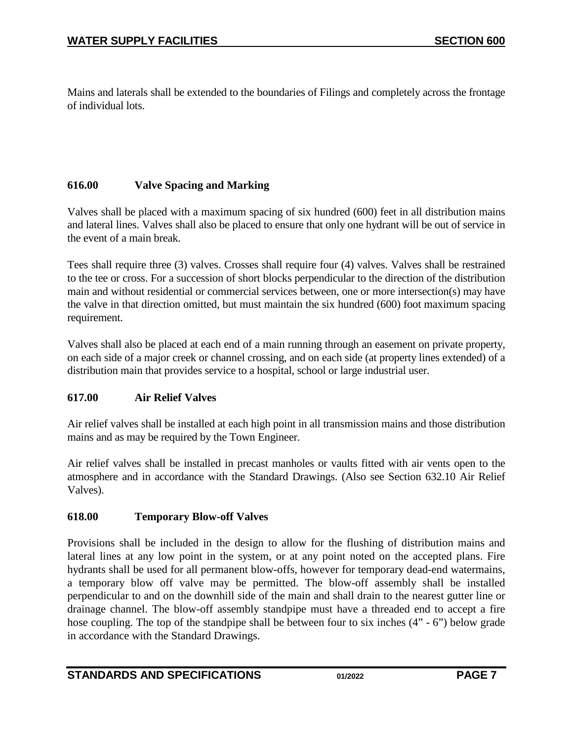Mains and laterals shall be extended to the boundaries of Filings and completely across the frontage of individual lots.

### 616.00 Valve Spacing and Marking

Valves shall be placed with a maximum spacing of six hundred (600) feet in all distribution mains and lateral lines. Valves shall also be placed to ensure that only one hydrant will be out of service in the event of a main break.

Tees shall require three (3) valves. Crosses shall require four (4) valves. Valves shall be restrained to the tee or cross. For a succession of short blocks perpendicular to the direction of the distribution main and without residential or commercial services between, one or more intersection(s) may have the valve in that direction omitted, but must maintain the six hundred (600) foot maximum spacing requirement.

Valves shall also be placed at each end of a main running through an easement on private property, on each side of a major creek or channel crossing, and on each side (at property lines extended) of a distribution main that provides service to a hospital, school or large industrial user.

### 617.00 Air Relief Valves

Air relief valves shall be installed at each high point in all transmission mains and those distribution mains and as may be required by the Town Engineer.

Air relief valves shall be installed in precast manholes or vaults fitted with air vents open to the atmosphere and in accordance with the Standard Drawings. (Also see Section 632.10 Air Relief Valves).

### 618.00 Temporary Blow-off Valves

Provisions shall be included in the design to allow for the flushing of distribution mains and lateral lines at any low point in the system, or at any point noted on the accepted plans. Fire hydrants shall be used for all permanent blow-offs, however for temporary dead-end watermains, a temporary blow off valve may be permitted. The blow-off assembly shall be installed perpendicular to and on the downhill side of the main and shall drain to the nearest gutter line or drainage channel. The blow-off assembly standpipe must have a threaded end to accept a fire hose coupling. The top of the standpipe shall be between four to six inches (4" - 6") below grade in accordance with the Standard Drawings.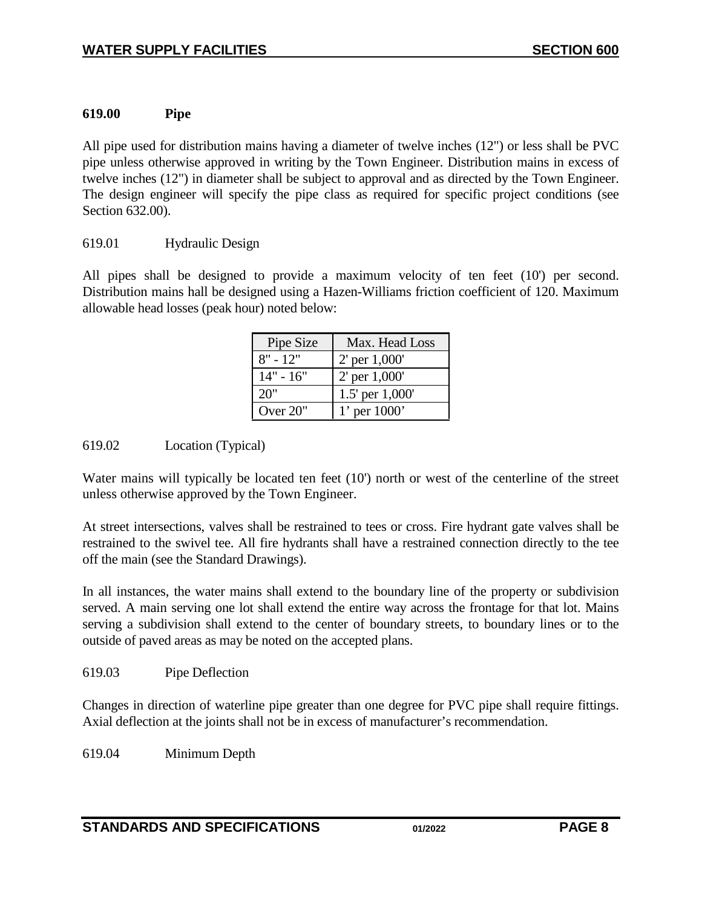## 619.00 Pipe

All pipe used for distribution mains having a diameter of twelve inches (12") or less shall be PVC pipe unless otherwise approved in writing by the Town Engineer. Distribution mains in excess of twelve inches (12") in diameter shall be subject to approval and as directed by the Town Engineer. The design engineer will specify the pipe class as required for specific project conditions (see Section 632.00).

### 619.01 Hydraulic Design

All pipes shall be designed to provide a maximum velocity of ten feet (10') per second. Distribution mains hall be designed using a Hazen-Williams friction coefficient of 120. Maximum allowable head losses (peak hour) noted below:

| Pipe Size | Max. Head Loss |
|---|---|
| 8" - 12" | 2' per 1,000' |
| 14" - 16" | 2' per 1,000' |
| 20" | 1.5' per 1,000' |
| Over 20" | 1' per 1000' |

### 619.02 Location (Typical)

Water mains will typically be located ten feet (10') north or west of the centerline of the street unless otherwise approved by the Town Engineer.

At street intersections, valves shall be restrained to tees or cross. Fire hydrant gate valves shall be restrained to the swivel tee. All fire hydrants shall have a restrained connection directly to the tee off the main (see the Standard Drawings).

In all instances, the water mains shall extend to the boundary line of the property or subdivision served. A main serving one lot shall extend the entire way across the frontage for that lot. Mains serving a subdivision shall extend to the center of boundary streets, to boundary lines or to the outside of paved areas as may be noted on the accepted plans.

### 619.03 Pipe Deflection

Changes in direction of waterline pipe greater than one degree for PVC pipe shall require fittings. Axial deflection at the joints shall not be in excess of manufacturer's recommendation.

### 619.04 Minimum Depth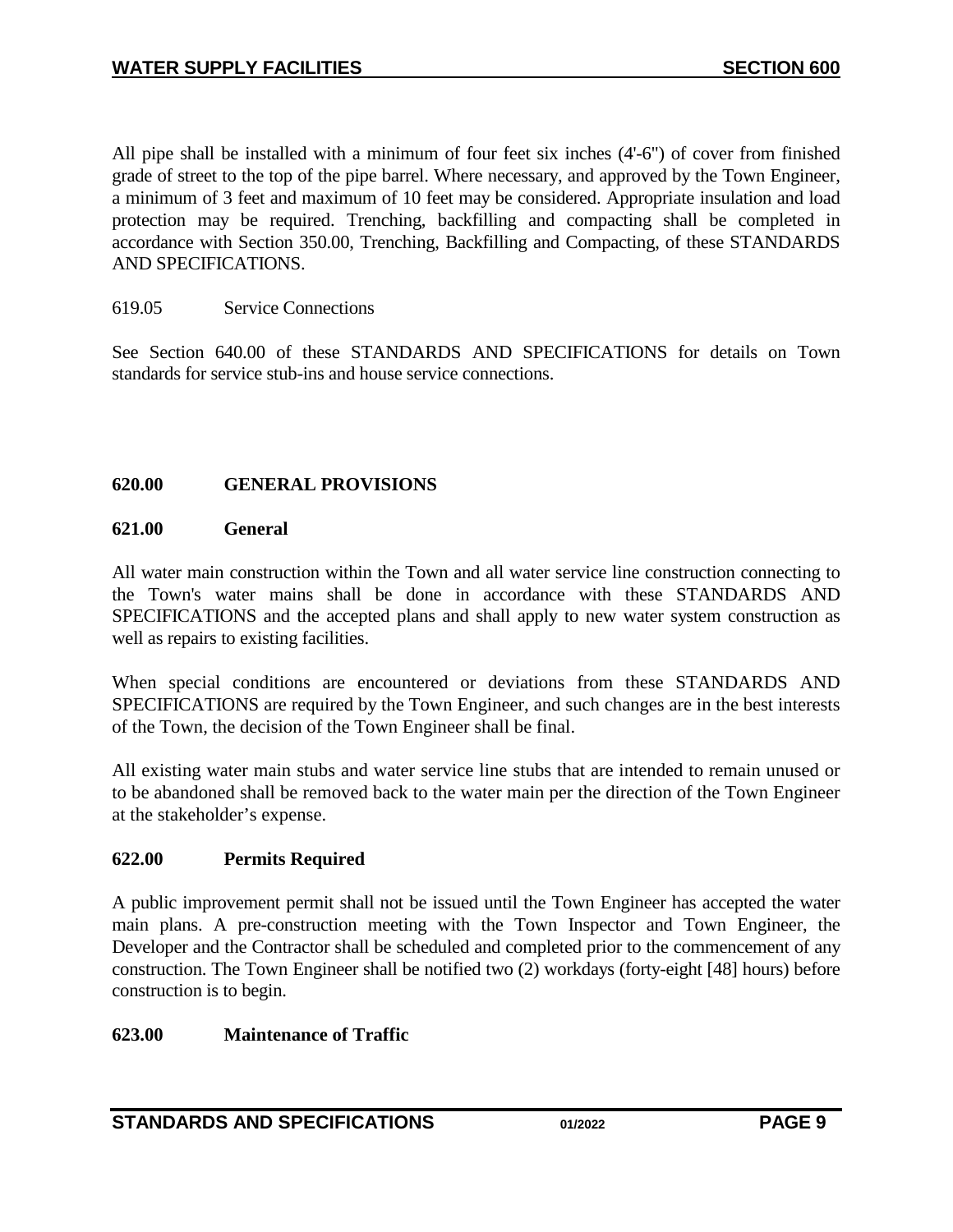All pipe shall be installed with a minimum of four feet six inches (4'-6") of cover from finished grade of street to the top of the pipe barrel. Where necessary, and approved by the Town Engineer, a minimum of 3 feet and maximum of 10 feet may be considered. Appropriate insulation and load protection may be required. Trenching, backfilling and compacting shall be completed in accordance with Section 350.00, Trenching, Backfilling and Compacting, of these STANDARDS AND SPECIFICATIONS.

619.05 Service Connections

See Section 640.00 of these STANDARDS AND SPECIFICATIONS for details on Town standards for service stub-ins and house service connections.

## 620.00 GENERAL PROVISIONS

### 621.00 General

All water main construction within the Town and all water service line construction connecting to the Town's water mains shall be done in accordance with these STANDARDS AND SPECIFICATIONS and the accepted plans and shall apply to new water system construction as well as repairs to existing facilities.

When special conditions are encountered or deviations from these STANDARDS AND SPECIFICATIONS are required by the Town Engineer, and such changes are in the best interests of the Town, the decision of the Town Engineer shall be final.

All existing water main stubs and water service line stubs that are intended to remain unused or to be abandoned shall be removed back to the water main per the direction of the Town Engineer at the stakeholder's expense.

### 622.00 Permits Required

A public improvement permit shall not be issued until the Town Engineer has accepted the water main plans. A pre-construction meeting with the Town Inspector and Town Engineer, the Developer and the Contractor shall be scheduled and completed prior to the commencement of any construction. The Town Engineer shall be notified two (2) workdays (forty-eight [48] hours) before construction is to begin.

### 623.00 Maintenance of Traffic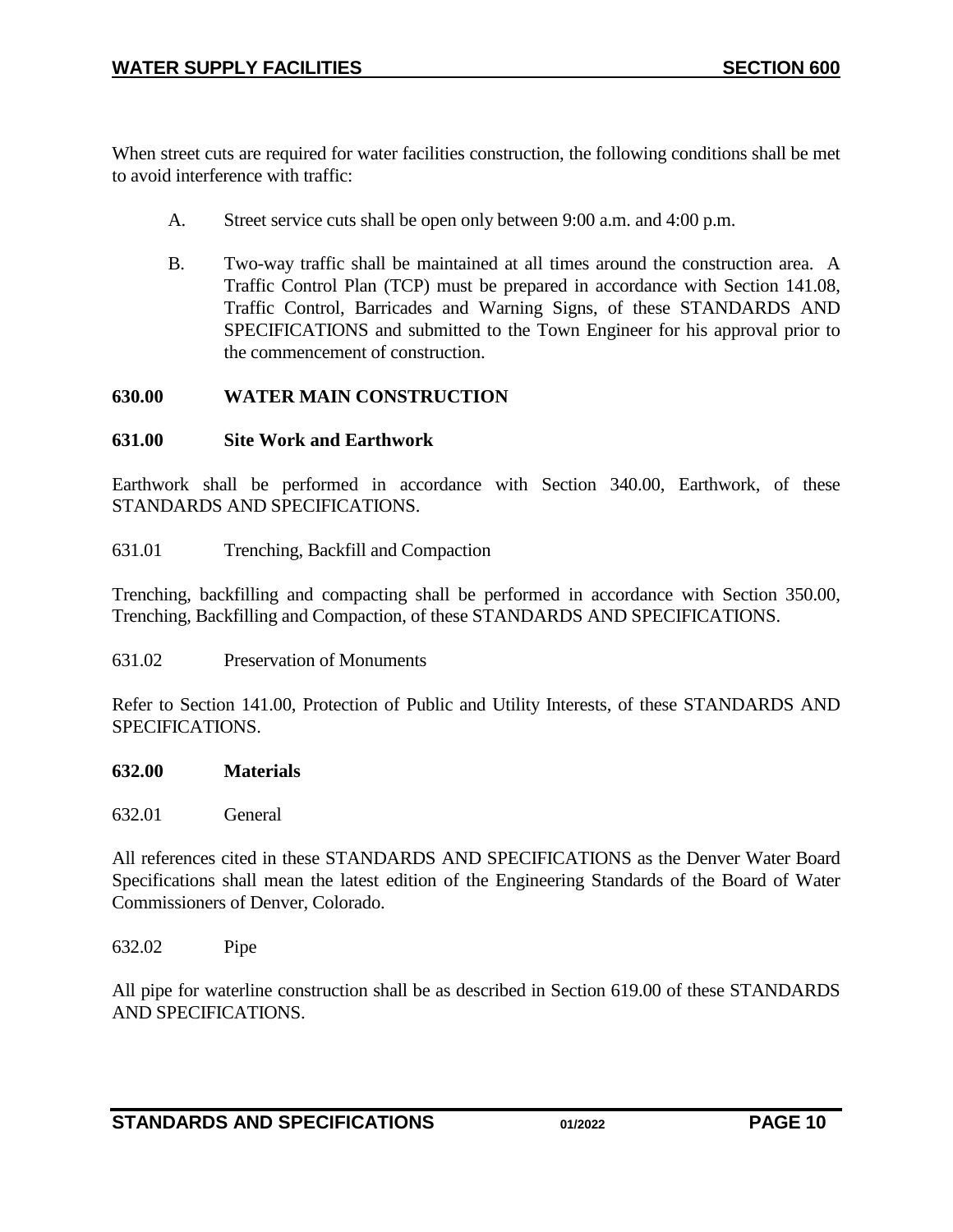When street cuts are required for water facilities construction, the following conditions shall be met to avoid interference with traffic:

A. Street service cuts shall be open only between 9:00 a.m. and 4:00 p.m.

B. Two-way traffic shall be maintained at all times around the construction area. A Traffic Control Plan (TCP) must be prepared in accordance with Section 141.08, Traffic Control, Barricades and Warning Signs, of these STANDARDS AND SPECIFICATIONS and submitted to the Town Engineer for his approval prior to the commencement of construction.

## 630.00 WATER MAIN CONSTRUCTION

### 631.00 Site Work and Earthwork

Earthwork shall be performed in accordance with Section 340.00, Earthwork, of these STANDARDS AND SPECIFICATIONS.

631.01 Trenching, Backfill and Compaction

Trenching, backfilling and compacting shall be performed in accordance with Section 350.00, Trenching, Backfilling and Compaction, of these STANDARDS AND SPECIFICATIONS.

631.02 Preservation of Monuments

Refer to Section 141.00, Protection of Public and Utility Interests, of these STANDARDS AND SPECIFICATIONS.

### 632.00 Materials

632.01 General

All references cited in these STANDARDS AND SPECIFICATIONS as the Denver Water Board Specifications shall mean the latest edition of the Engineering Standards of the Board of Water Commissioners of Denver, Colorado.

632.02 Pipe

All pipe for waterline construction shall be as described in Section 619.00 of these STANDARDS AND SPECIFICATIONS.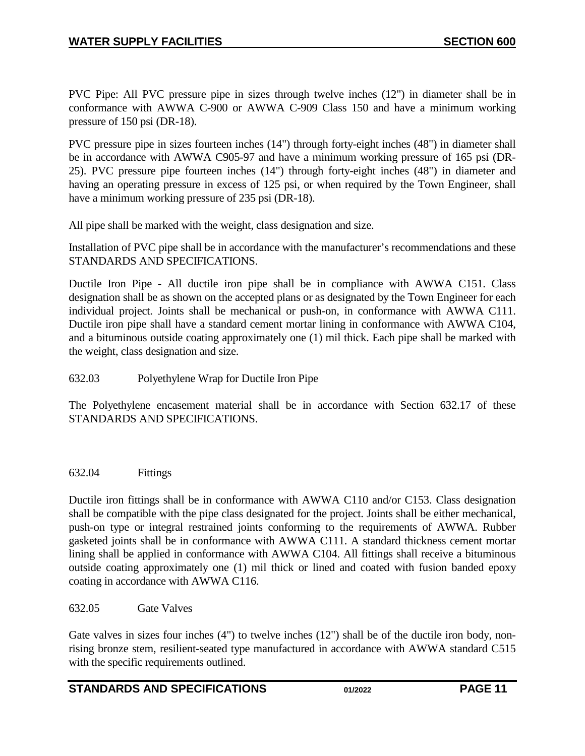PVC Pipe: All PVC pressure pipe in sizes through twelve inches (12") in diameter shall be in conformance with AWWA C-900 or AWWA C-909 Class 150 and have a minimum working pressure of 150 psi (DR-18).

PVC pressure pipe in sizes fourteen inches (14") through forty-eight inches (48") in diameter shall be in accordance with AWWA C905-97 and have a minimum working pressure of 165 psi (DR-25). PVC pressure pipe fourteen inches (14") through forty-eight inches (48") in diameter and having an operating pressure in excess of 125 psi, or when required by the Town Engineer, shall have a minimum working pressure of 235 psi (DR-18).

All pipe shall be marked with the weight, class designation and size.

Installation of PVC pipe shall be in accordance with the manufacturer's recommendations and these STANDARDS AND SPECIFICATIONS.

Ductile Iron Pipe - All ductile iron pipe shall be in compliance with AWWA C151. Class designation shall be as shown on the accepted plans or as designated by the Town Engineer for each individual project. Joints shall be mechanical or push-on, in conformance with AWWA C111. Ductile iron pipe shall have a standard cement mortar lining in conformance with AWWA C104, and a bituminous outside coating approximately one (1) mil thick. Each pipe shall be marked with the weight, class designation and size.

### 632.03 Polyethylene Wrap for Ductile Iron Pipe

The Polyethylene encasement material shall be in accordance with Section 632.17 of these STANDARDS AND SPECIFICATIONS.

### 632.04 Fittings

Ductile iron fittings shall be in conformance with AWWA C110 and/or C153. Class designation shall be compatible with the pipe class designated for the project. Joints shall be either mechanical, push-on type or integral restrained joints conforming to the requirements of AWWA. Rubber gasketed joints shall be in conformance with AWWA C111. A standard thickness cement mortar lining shall be applied in conformance with AWWA C104. All fittings shall receive a bituminous outside coating approximately one (1) mil thick or lined and coated with fusion banded epoxy coating in accordance with AWWA C116.

### 632.05 Gate Valves

Gate valves in sizes four inches (4") to twelve inches (12") shall be of the ductile iron body, non-rising bronze stem, resilient-seated type manufactured in accordance with AWWA standard C515 with the specific requirements outlined.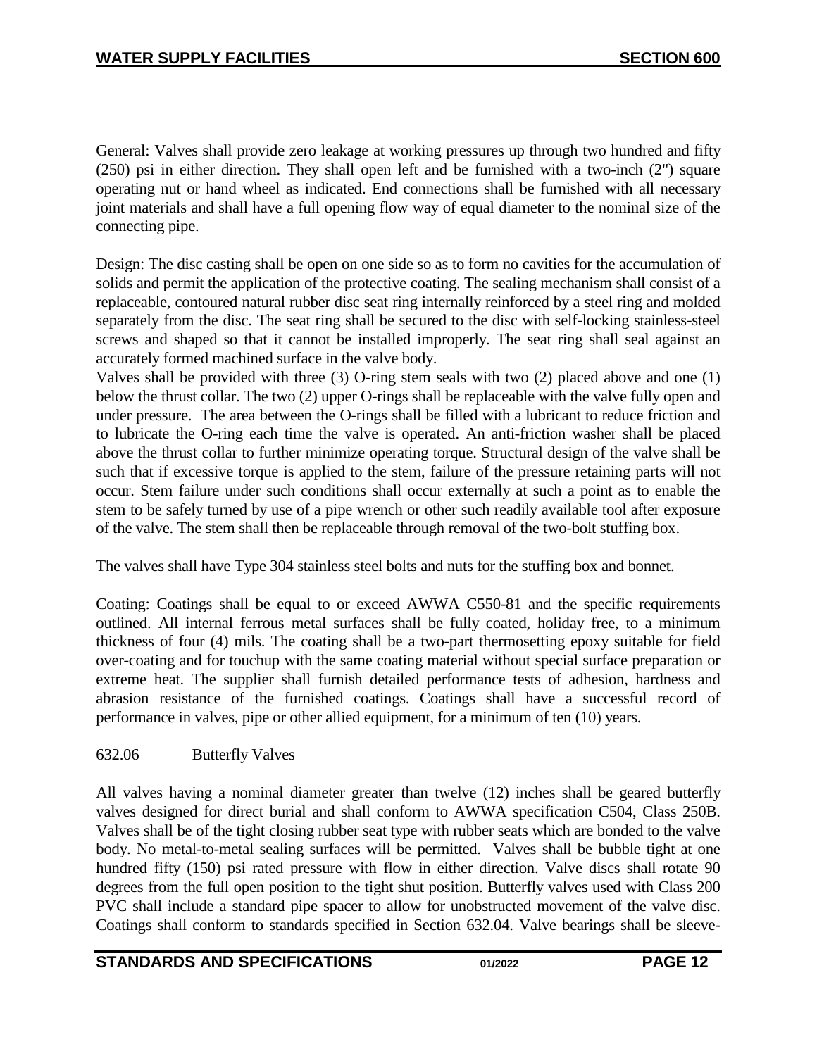General: Valves shall provide zero leakage at working pressures up through two hundred and fifty (250) psi in either direction. They shall <u>open left</u> and be furnished with a two-inch (2") square operating nut or hand wheel as indicated. End connections shall be furnished with all necessary joint materials and shall have a full opening flow way of equal diameter to the nominal size of the connecting pipe.

Design: The disc casting shall be open on one side so as to form no cavities for the accumulation of solids and permit the application of the protective coating. The sealing mechanism shall consist of a replaceable, contoured natural rubber disc seat ring internally reinforced by a steel ring and molded separately from the disc. The seat ring shall be secured to the disc with self-locking stainless-steel screws and shaped so that it cannot be installed improperly. The seat ring shall seal against an accurately formed machined surface in the valve body.
Valves shall be provided with three (3) O-ring stem seals with two (2) placed above and one (1) below the thrust collar. The two (2) upper O-rings shall be replaceable with the valve fully open and under pressure. The area between the O-rings shall be filled with a lubricant to reduce friction and to lubricate the O-ring each time the valve is operated. An anti-friction washer shall be placed above the thrust collar to further minimize operating torque. Structural design of the valve shall be such that if excessive torque is applied to the stem, failure of the pressure retaining parts will not occur. Stem failure under such conditions shall occur externally at such a point as to enable the stem to be safely turned by use of a pipe wrench or other such readily available tool after exposure of the valve. The stem shall then be replaceable through removal of the two-bolt stuffing box.

The valves shall have Type 304 stainless steel bolts and nuts for the stuffing box and bonnet.

Coating: Coatings shall be equal to or exceed AWWA C550-81 and the specific requirements outlined. All internal ferrous metal surfaces shall be fully coated, holiday free, to a minimum thickness of four (4) mils. The coating shall be a two-part thermosetting epoxy suitable for field over-coating and for touchup with the same coating material without special surface preparation or extreme heat. The supplier shall furnish detailed performance tests of adhesion, hardness and abrasion resistance of the furnished coatings. Coatings shall have a successful record of performance in valves, pipe or other allied equipment, for a minimum of ten (10) years.

632.06 Butterfly Valves

All valves having a nominal diameter greater than twelve (12) inches shall be geared butterfly valves designed for direct burial and shall conform to AWWA specification C504, Class 250B. Valves shall be of the tight closing rubber seat type with rubber seats which are bonded to the valve body. No metal-to-metal sealing surfaces will be permitted. Valves shall be bubble tight at one hundred fifty (150) psi rated pressure with flow in either direction. Valve discs shall rotate 90 degrees from the full open position to the tight shut position. Butterfly valves used with Class 200 PVC shall include a standard pipe spacer to allow for unobstructed movement of the valve disc. Coatings shall conform to standards specified in Section 632.04. Valve bearings shall be sleeve-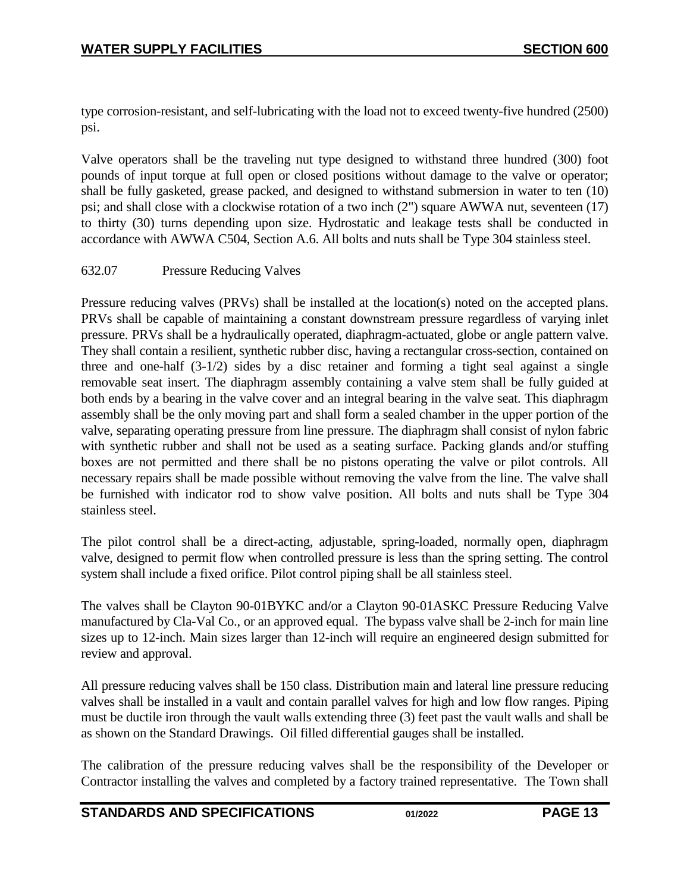type corrosion-resistant, and self-lubricating with the load not to exceed twenty-five hundred (2500) psi.

Valve operators shall be the traveling nut type designed to withstand three hundred (300) foot pounds of input torque at full open or closed positions without damage to the valve or operator; shall be fully gasketed, grease packed, and designed to withstand submersion in water to ten (10) psi; and shall close with a clockwise rotation of a two inch (2") square AWWA nut, seventeen (17) to thirty (30) turns depending upon size. Hydrostatic and leakage tests shall be conducted in accordance with AWWA C504, Section A.6. All bolts and nuts shall be Type 304 stainless steel.

### 632.07 Pressure Reducing Valves

Pressure reducing valves (PRVs) shall be installed at the location(s) noted on the accepted plans. PRVs shall be capable of maintaining a constant downstream pressure regardless of varying inlet pressure. PRVs shall be a hydraulically operated, diaphragm-actuated, globe or angle pattern valve. They shall contain a resilient, synthetic rubber disc, having a rectangular cross-section, contained on three and one-half (3-1/2) sides by a disc retainer and forming a tight seal against a single removable seat insert. The diaphragm assembly containing a valve stem shall be fully guided at both ends by a bearing in the valve cover and an integral bearing in the valve seat. This diaphragm assembly shall be the only moving part and shall form a sealed chamber in the upper portion of the valve, separating operating pressure from line pressure. The diaphragm shall consist of nylon fabric with synthetic rubber and shall not be used as a seating surface. Packing glands and/or stuffing boxes are not permitted and there shall be no pistons operating the valve or pilot controls. All necessary repairs shall be made possible without removing the valve from the line. The valve shall be furnished with indicator rod to show valve position. All bolts and nuts shall be Type 304 stainless steel.

The pilot control shall be a direct-acting, adjustable, spring-loaded, normally open, diaphragm valve, designed to permit flow when controlled pressure is less than the spring setting. The control system shall include a fixed orifice. Pilot control piping shall be all stainless steel.

The valves shall be Clayton 90-01BYKC and/or a Clayton 90-01ASKC Pressure Reducing Valve manufactured by Cla-Val Co., or an approved equal. The bypass valve shall be 2-inch for main line sizes up to 12-inch. Main sizes larger than 12-inch will require an engineered design submitted for review and approval.

All pressure reducing valves shall be 150 class. Distribution main and lateral line pressure reducing valves shall be installed in a vault and contain parallel valves for high and low flow ranges. Piping must be ductile iron through the vault walls extending three (3) feet past the vault walls and shall be as shown on the Standard Drawings. Oil filled differential gauges shall be installed.

The calibration of the pressure reducing valves shall be the responsibility of the Developer or Contractor installing the valves and completed by a factory trained representative. The Town shall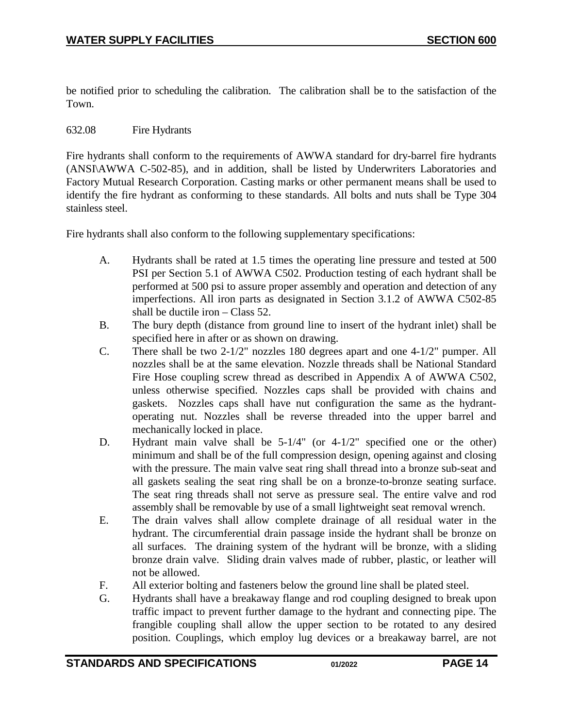be notified prior to scheduling the calibration. The calibration shall be to the satisfaction of the Town.

632.08 Fire Hydrants

Fire hydrants shall conform to the requirements of AWWA standard for dry-barrel fire hydrants (ANSI\AWWA C-502-85), and in addition, shall be listed by Underwriters Laboratories and Factory Mutual Research Corporation. Casting marks or other permanent means shall be used to identify the fire hydrant as conforming to these standards. All bolts and nuts shall be Type 304 stainless steel.

Fire hydrants shall also conform to the following supplementary specifications:

A. Hydrants shall be rated at 1.5 times the operating line pressure and tested at 500 PSI per Section 5.1 of AWWA C502. Production testing of each hydrant shall be performed at 500 psi to assure proper assembly and operation and detection of any imperfections. All iron parts as designated in Section 3.1.2 of AWWA C502-85 shall be ductile iron – Class 52.

B. The bury depth (distance from ground line to insert of the hydrant inlet) shall be specified here in after or as shown on drawing.

C. There shall be two 2-1/2" nozzles 180 degrees apart and one 4-1/2" pumper. All nozzles shall be at the same elevation. Nozzle threads shall be National Standard Fire Hose coupling screw thread as described in Appendix A of AWWA C502, unless otherwise specified. Nozzles caps shall be provided with chains and gaskets. Nozzles caps shall have nut configuration the same as the hydrant-operating nut. Nozzles shall be reverse threaded into the upper barrel and mechanically locked in place.

D. Hydrant main valve shall be 5-1/4" (or 4-1/2" specified one or the other) minimum and shall be of the full compression design, opening against and closing with the pressure. The main valve seat ring shall thread into a bronze sub-seat and all gaskets sealing the seat ring shall be on a bronze-to-bronze seating surface. The seat ring threads shall not serve as pressure seal. The entire valve and rod assembly shall be removable by use of a small lightweight seat removal wrench.

E. The drain valves shall allow complete drainage of all residual water in the hydrant. The circumferential drain passage inside the hydrant shall be bronze on all surfaces. The draining system of the hydrant will be bronze, with a sliding bronze drain valve. Sliding drain valves made of rubber, plastic, or leather will not be allowed.

F. All exterior bolting and fasteners below the ground line shall be plated steel.

G. Hydrants shall have a breakaway flange and rod coupling designed to break upon traffic impact to prevent further damage to the hydrant and connecting pipe. The frangible coupling shall allow the upper section to be rotated to any desired position. Couplings, which employ lug devices or a breakaway barrel, are not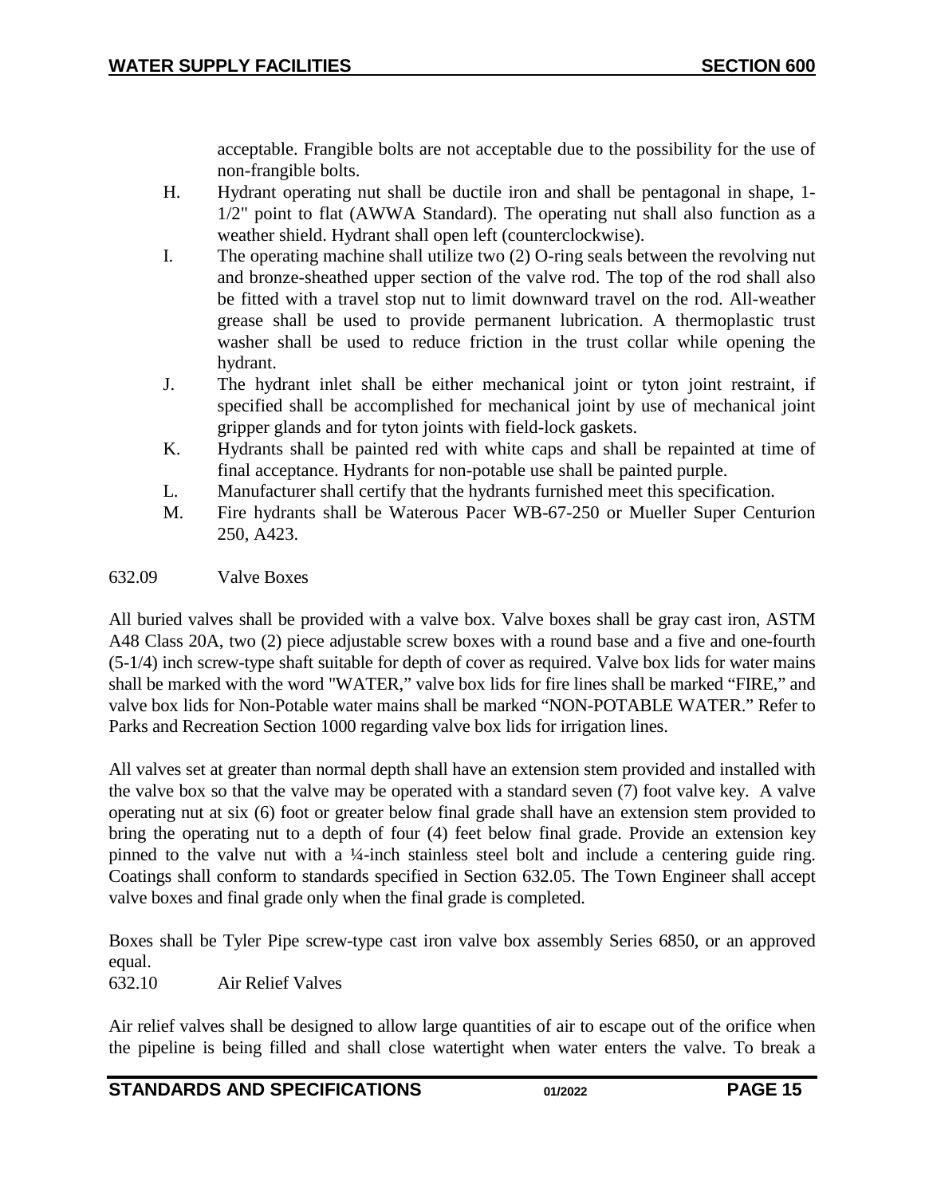acceptable. Frangible bolts are not acceptable due to the possibility for the use of non-frangible bolts.

H. Hydrant operating nut shall be ductile iron and shall be pentagonal in shape, 1-1/2" point to flat (AWWA Standard). The operating nut shall also function as a weather shield. Hydrant shall open left (counterclockwise).

I. The operating machine shall utilize two (2) O-ring seals between the revolving nut and bronze-sheathed upper section of the valve rod. The top of the rod shall also be fitted with a travel stop nut to limit downward travel on the rod. All-weather grease shall be used to provide permanent lubrication. A thermoplastic trust washer shall be used to reduce friction in the trust collar while opening the hydrant.

J. The hydrant inlet shall be either mechanical joint or tyton joint restraint, if specified shall be accomplished for mechanical joint by use of mechanical joint gripper glands and for tyton joints with field-lock gaskets.

K. Hydrants shall be painted red with white caps and shall be repainted at time of final acceptance. Hydrants for non-potable use shall be painted purple.

L. Manufacturer shall certify that the hydrants furnished meet this specification.

M. Fire hydrants shall be Waterous Pacer WB-67-250 or Mueller Super Centurion 250, A423.

### 632.09 Valve Boxes

All buried valves shall be provided with a valve box. Valve boxes shall be gray cast iron, ASTM A48 Class 20A, two (2) piece adjustable screw boxes with a round base and a five and one-fourth (5-1/4) inch screw-type shaft suitable for depth of cover as required. Valve box lids for water mains shall be marked with the word "WATER," valve box lids for fire lines shall be marked "FIRE," and valve box lids for Non-Potable water mains shall be marked "NON-POTABLE WATER." Refer to Parks and Recreation Section 1000 regarding valve box lids for irrigation lines.

All valves set at greater than normal depth shall have an extension stem provided and installed with the valve box so that the valve may be operated with a standard seven (7) foot valve key. A valve operating nut at six (6) foot or greater below final grade shall have an extension stem provided to bring the operating nut to a depth of four (4) feet below final grade. Provide an extension key pinned to the valve nut with a ¼-inch stainless steel bolt and include a centering guide ring. Coatings shall conform to standards specified in Section 632.05. The Town Engineer shall accept valve boxes and final grade only when the final grade is completed.

Boxes shall be Tyler Pipe screw-type cast iron valve box assembly Series 6850, or an approved equal.

### 632.10 Air Relief Valves

Air relief valves shall be designed to allow large quantities of air to escape out of the orifice when the pipeline is being filled and shall close watertight when water enters the valve. To break a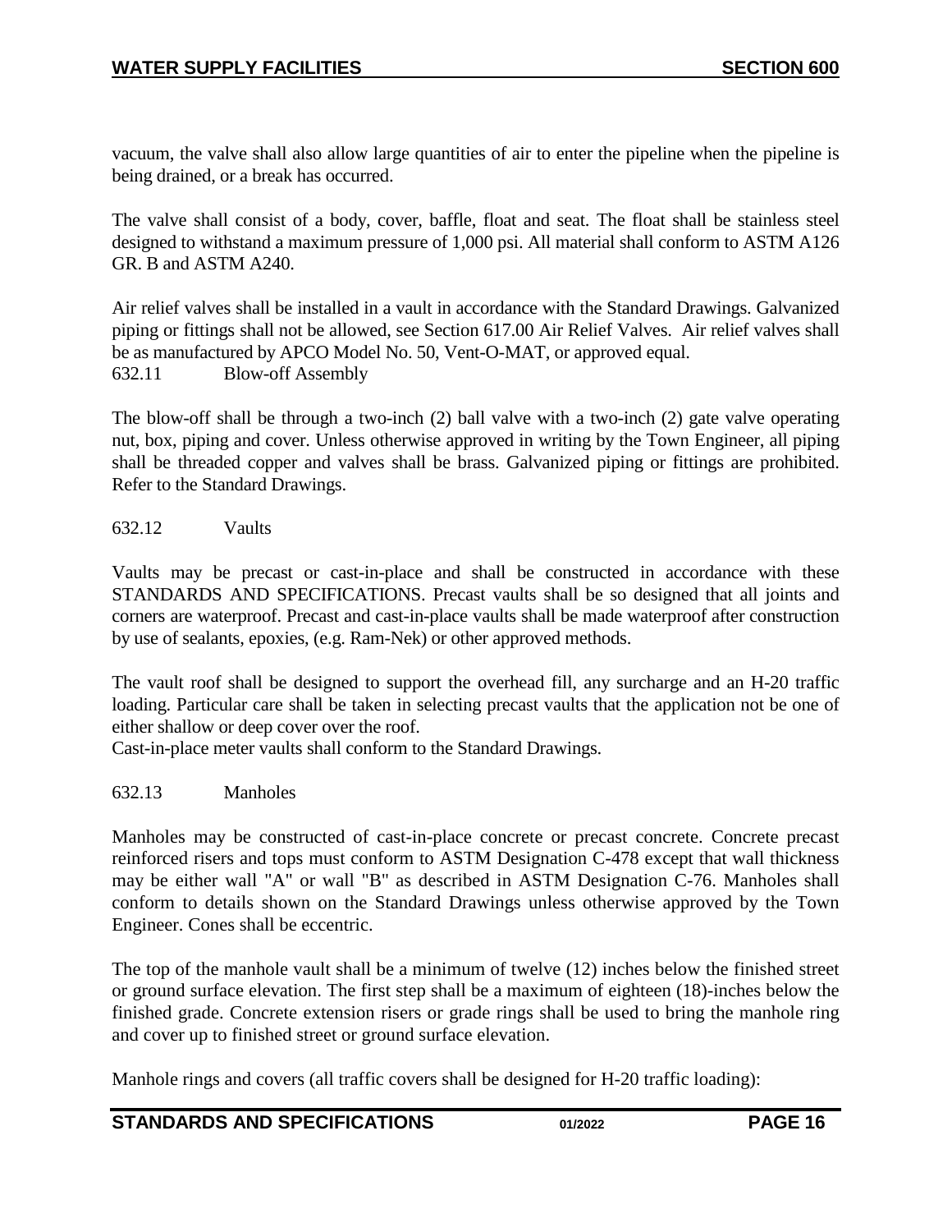vacuum, the valve shall also allow large quantities of air to enter the pipeline when the pipeline is being drained, or a break has occurred.

The valve shall consist of a body, cover, baffle, float and seat. The float shall be stainless steel designed to withstand a maximum pressure of 1,000 psi. All material shall conform to ASTM A126 GR. B and ASTM A240.

Air relief valves shall be installed in a vault in accordance with the Standard Drawings. Galvanized piping or fittings shall not be allowed, see Section 617.00 Air Relief Valves. Air relief valves shall be as manufactured by APCO Model No. 50, Vent-O-MAT, or approved equal.

### 632.11 Blow-off Assembly

The blow-off shall be through a two-inch (2) ball valve with a two-inch (2) gate valve operating nut, box, piping and cover. Unless otherwise approved in writing by the Town Engineer, all piping shall be threaded copper and valves shall be brass. Galvanized piping or fittings are prohibited. Refer to the Standard Drawings.

### 632.12 Vaults

Vaults may be precast or cast-in-place and shall be constructed in accordance with these STANDARDS AND SPECIFICATIONS. Precast vaults shall be so designed that all joints and corners are waterproof. Precast and cast-in-place vaults shall be made waterproof after construction by use of sealants, epoxies, (e.g. Ram-Nek) or other approved methods.

The vault roof shall be designed to support the overhead fill, any surcharge and an H-20 traffic loading. Particular care shall be taken in selecting precast vaults that the application not be one of either shallow or deep cover over the roof.

Cast-in-place meter vaults shall conform to the Standard Drawings.

### 632.13 Manholes

Manholes may be constructed of cast-in-place concrete or precast concrete. Concrete precast reinforced risers and tops must conform to ASTM Designation C-478 except that wall thickness may be either wall "A" or wall "B" as described in ASTM Designation C-76. Manholes shall conform to details shown on the Standard Drawings unless otherwise approved by the Town Engineer. Cones shall be eccentric.

The top of the manhole vault shall be a minimum of twelve (12) inches below the finished street or ground surface elevation. The first step shall be a maximum of eighteen (18)-inches below the finished grade. Concrete extension risers or grade rings shall be used to bring the manhole ring and cover up to finished street or ground surface elevation.

Manhole rings and covers (all traffic covers shall be designed for H-20 traffic loading):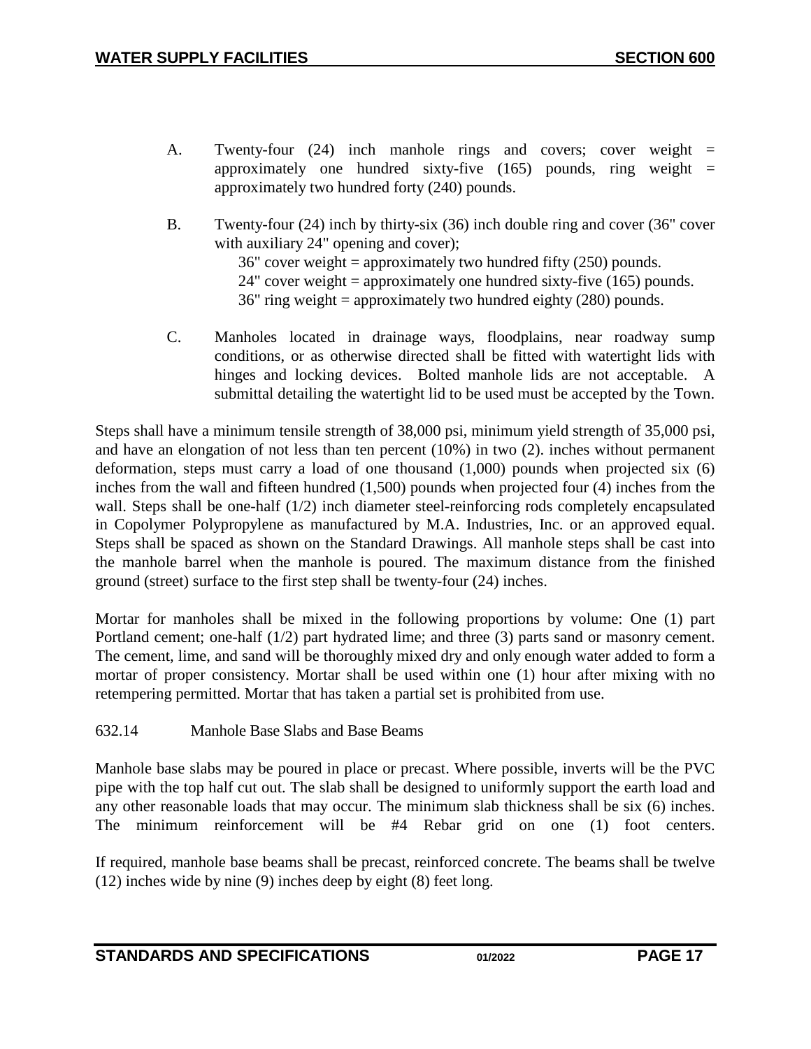A. Twenty-four (24) inch manhole rings and covers; cover weight = approximately one hundred sixty-five (165) pounds, ring weight = approximately two hundred forty (240) pounds.

B. Twenty-four (24) inch by thirty-six (36) inch double ring and cover (36" cover with auxiliary 24" opening and cover);
   36" cover weight = approximately two hundred fifty (250) pounds.
   24" cover weight = approximately one hundred sixty-five (165) pounds.
   36" ring weight = approximately two hundred eighty (280) pounds.

C. Manholes located in drainage ways, floodplains, near roadway sump conditions, or as otherwise directed shall be fitted with watertight lids with hinges and locking devices. Bolted manhole lids are not acceptable. A submittal detailing the watertight lid to be used must be accepted by the Town.

Steps shall have a minimum tensile strength of 38,000 psi, minimum yield strength of 35,000 psi, and have an elongation of not less than ten percent (10%) in two (2). inches without permanent deformation, steps must carry a load of one thousand (1,000) pounds when projected six (6) inches from the wall and fifteen hundred (1,500) pounds when projected four (4) inches from the wall. Steps shall be one-half (1/2) inch diameter steel-reinforcing rods completely encapsulated in Copolymer Polypropylene as manufactured by M.A. Industries, Inc. or an approved equal. Steps shall be spaced as shown on the Standard Drawings. All manhole steps shall be cast into the manhole barrel when the manhole is poured. The maximum distance from the finished ground (street) surface to the first step shall be twenty-four (24) inches.

Mortar for manholes shall be mixed in the following proportions by volume: One (1) part Portland cement; one-half (1/2) part hydrated lime; and three (3) parts sand or masonry cement. The cement, lime, and sand will be thoroughly mixed dry and only enough water added to form a mortar of proper consistency. Mortar shall be used within one (1) hour after mixing with no retempering permitted. Mortar that has taken a partial set is prohibited from use.

632.14 Manhole Base Slabs and Base Beams

Manhole base slabs may be poured in place or precast. Where possible, inverts will be the PVC pipe with the top half cut out. The slab shall be designed to uniformly support the earth load and any other reasonable loads that may occur. The minimum slab thickness shall be six (6) inches. The minimum reinforcement will be #4 Rebar grid on one (1) foot centers.

If required, manhole base beams shall be precast, reinforced concrete. The beams shall be twelve (12) inches wide by nine (9) inches deep by eight (8) feet long.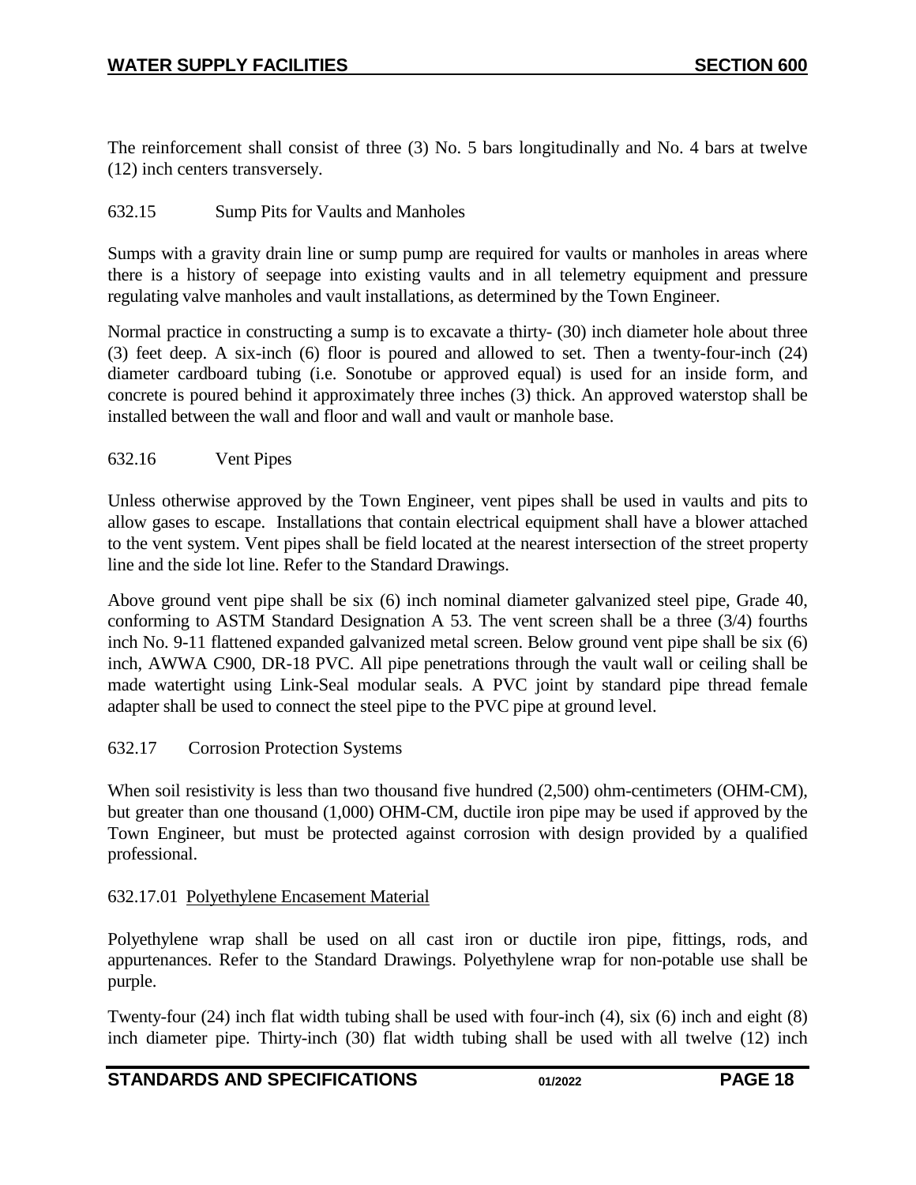The reinforcement shall consist of three (3) No. 5 bars longitudinally and No. 4 bars at twelve (12) inch centers transversely.

### 632.15 Sump Pits for Vaults and Manholes

Sumps with a gravity drain line or sump pump are required for vaults or manholes in areas where there is a history of seepage into existing vaults and in all telemetry equipment and pressure regulating valve manholes and vault installations, as determined by the Town Engineer.

Normal practice in constructing a sump is to excavate a thirty- (30) inch diameter hole about three (3) feet deep. A six-inch (6) floor is poured and allowed to set. Then a twenty-four-inch (24) diameter cardboard tubing (i.e. Sonotube or approved equal) is used for an inside form, and concrete is poured behind it approximately three inches (3) thick. An approved waterstop shall be installed between the wall and floor and wall and vault or manhole base.

### 632.16 Vent Pipes

Unless otherwise approved by the Town Engineer, vent pipes shall be used in vaults and pits to allow gases to escape. Installations that contain electrical equipment shall have a blower attached to the vent system. Vent pipes shall be field located at the nearest intersection of the street property line and the side lot line. Refer to the Standard Drawings.

Above ground vent pipe shall be six (6) inch nominal diameter galvanized steel pipe, Grade 40, conforming to ASTM Standard Designation A 53. The vent screen shall be a three (3/4) fourths inch No. 9-11 flattened expanded galvanized metal screen. Below ground vent pipe shall be six (6) inch, AWWA C900, DR-18 PVC. All pipe penetrations through the vault wall or ceiling shall be made watertight using Link-Seal modular seals. A PVC joint by standard pipe thread female adapter shall be used to connect the steel pipe to the PVC pipe at ground level.

### 632.17 Corrosion Protection Systems

When soil resistivity is less than two thousand five hundred (2,500) ohm-centimeters (OHM-CM), but greater than one thousand (1,000) OHM-CM, ductile iron pipe may be used if approved by the Town Engineer, but must be protected against corrosion with design provided by a qualified professional.

#### 632.17.01 Polyethylene Encasement Material

Polyethylene wrap shall be used on all cast iron or ductile iron pipe, fittings, rods, and appurtenances. Refer to the Standard Drawings. Polyethylene wrap for non-potable use shall be purple.

Twenty-four (24) inch flat width tubing shall be used with four-inch (4), six (6) inch and eight (8) inch diameter pipe. Thirty-inch (30) flat width tubing shall be used with all twelve (12) inch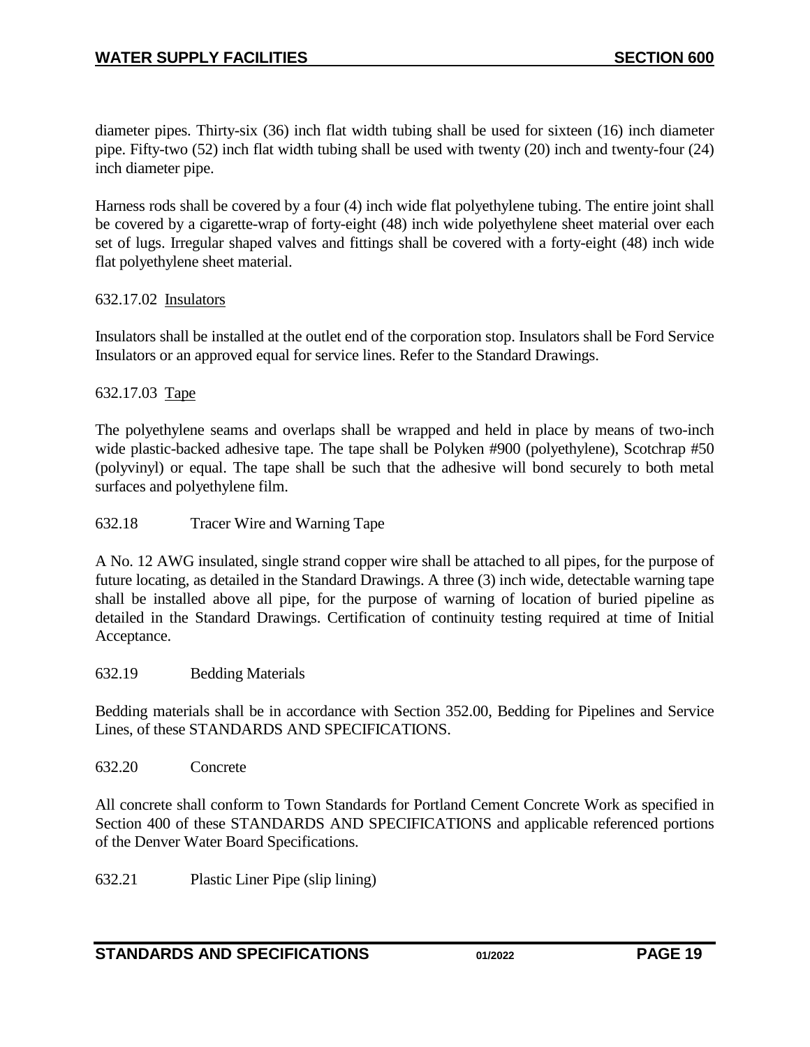diameter pipes. Thirty-six (36) inch flat width tubing shall be used for sixteen (16) inch diameter pipe. Fifty-two (52) inch flat width tubing shall be used with twenty (20) inch and twenty-four (24) inch diameter pipe.

Harness rods shall be covered by a four (4) inch wide flat polyethylene tubing. The entire joint shall be covered by a cigarette-wrap of forty-eight (48) inch wide polyethylene sheet material over each set of lugs. Irregular shaped valves and fittings shall be covered with a forty-eight (48) inch wide flat polyethylene sheet material.

632.17.02 Insulators

Insulators shall be installed at the outlet end of the corporation stop. Insulators shall be Ford Service Insulators or an approved equal for service lines. Refer to the Standard Drawings.

632.17.03 Tape

The polyethylene seams and overlaps shall be wrapped and held in place by means of two-inch wide plastic-backed adhesive tape. The tape shall be Polyken #900 (polyethylene), Scotchrap #50 (polyvinyl) or equal. The tape shall be such that the adhesive will bond securely to both metal surfaces and polyethylene film.

632.18 Tracer Wire and Warning Tape

A No. 12 AWG insulated, single strand copper wire shall be attached to all pipes, for the purpose of future locating, as detailed in the Standard Drawings. A three (3) inch wide, detectable warning tape shall be installed above all pipe, for the purpose of warning of location of buried pipeline as detailed in the Standard Drawings. Certification of continuity testing required at time of Initial Acceptance.

632.19 Bedding Materials

Bedding materials shall be in accordance with Section 352.00, Bedding for Pipelines and Service Lines, of these STANDARDS AND SPECIFICATIONS.

632.20 Concrete

All concrete shall conform to Town Standards for Portland Cement Concrete Work as specified in Section 400 of these STANDARDS AND SPECIFICATIONS and applicable referenced portions of the Denver Water Board Specifications.

632.21 Plastic Liner Pipe (slip lining)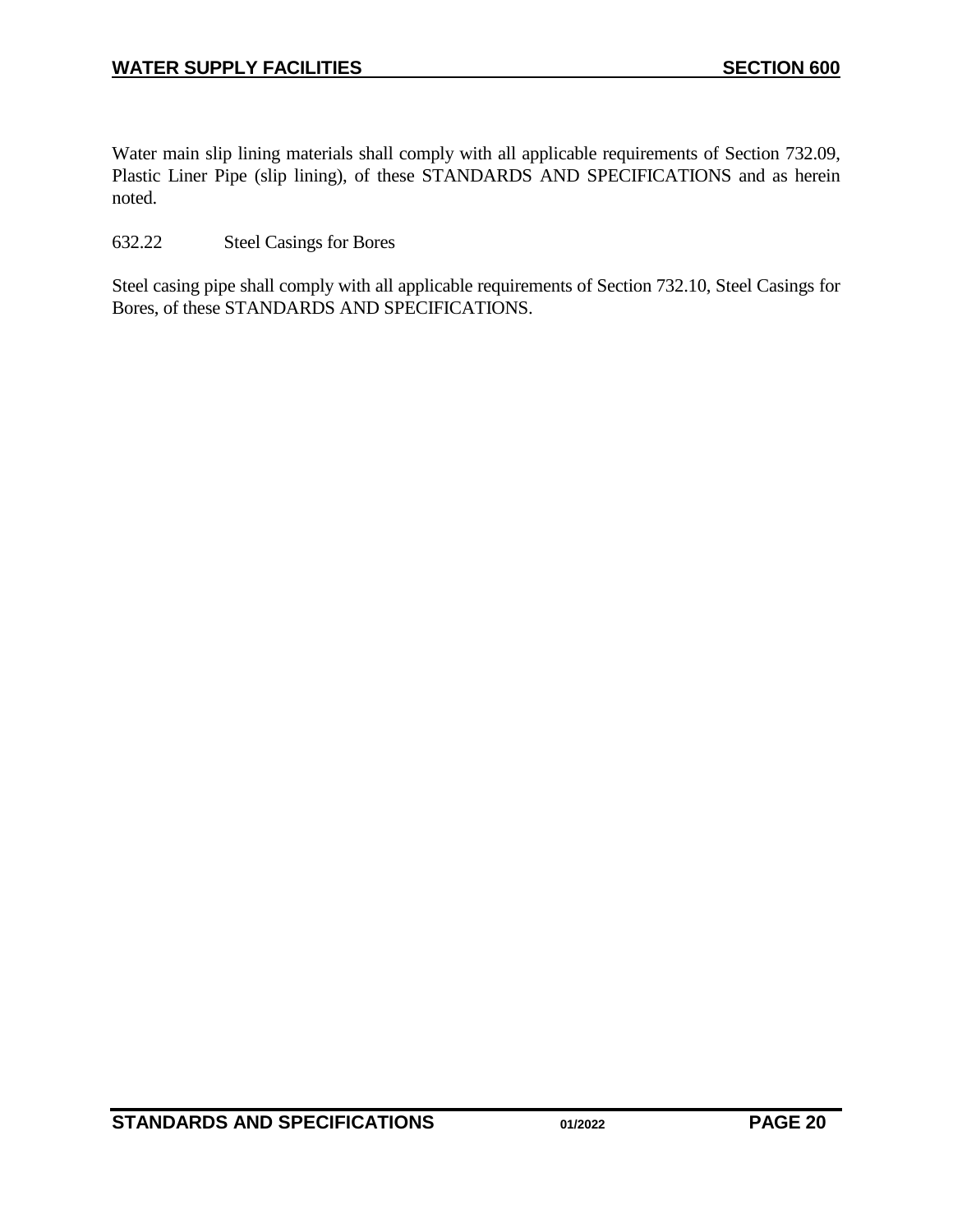Water main slip lining materials shall comply with all applicable requirements of Section 732.09, Plastic Liner Pipe (slip lining), of these STANDARDS AND SPECIFICATIONS and as herein noted.

### 632.22 Steel Casings for Bores

Steel casing pipe shall comply with all applicable requirements of Section 732.10, Steel Casings for Bores, of these STANDARDS AND SPECIFICATIONS.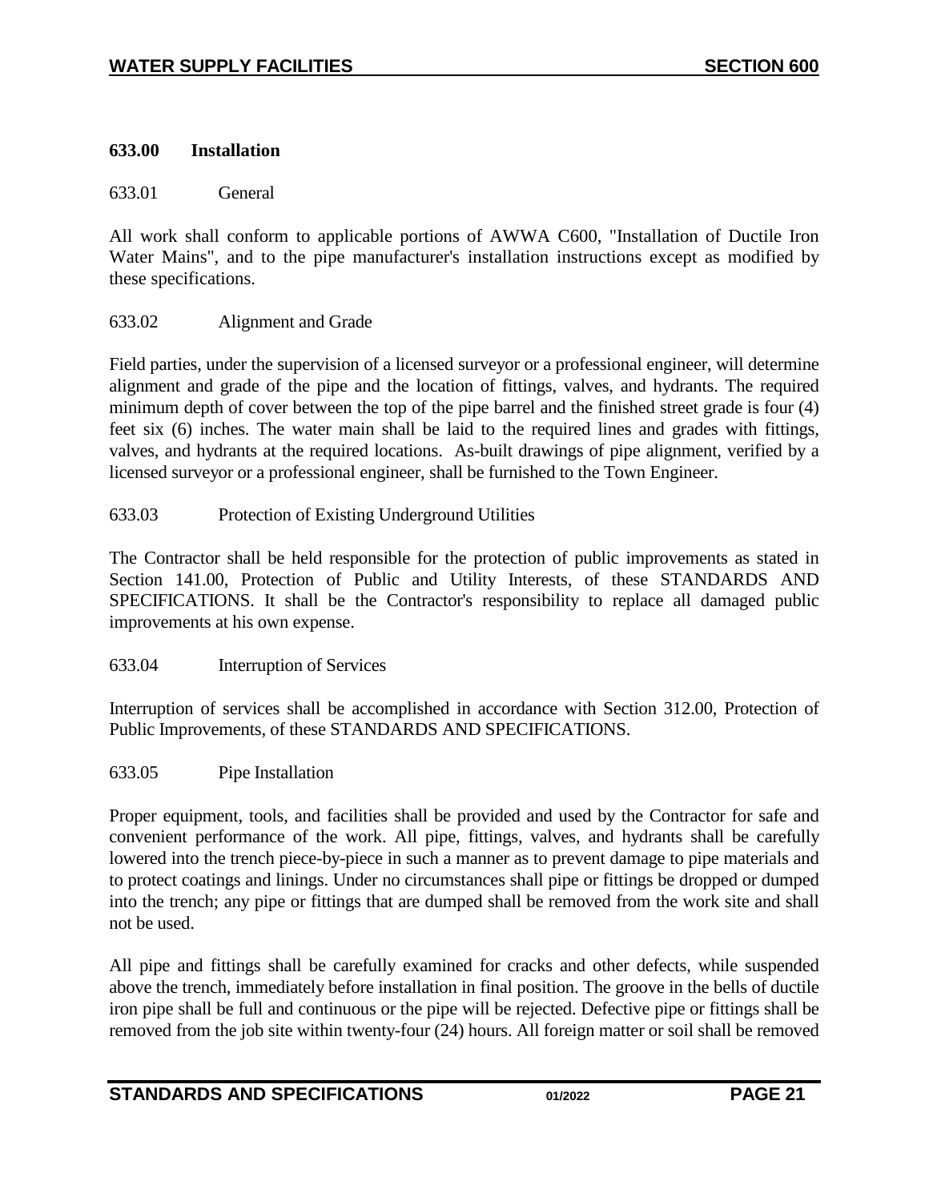### 633.00 Installation

633.01 General

All work shall conform to applicable portions of AWWA C600, "Installation of Ductile Iron Water Mains", and to the pipe manufacturer's installation instructions except as modified by these specifications.

633.02 Alignment and Grade

Field parties, under the supervision of a licensed surveyor or a professional engineer, will determine alignment and grade of the pipe and the location of fittings, valves, and hydrants. The required minimum depth of cover between the top of the pipe barrel and the finished street grade is four (4) feet six (6) inches. The water main shall be laid to the required lines and grades with fittings, valves, and hydrants at the required locations. As-built drawings of pipe alignment, verified by a licensed surveyor or a professional engineer, shall be furnished to the Town Engineer.

633.03 Protection of Existing Underground Utilities

The Contractor shall be held responsible for the protection of public improvements as stated in Section 141.00, Protection of Public and Utility Interests, of these STANDARDS AND SPECIFICATIONS. It shall be the Contractor's responsibility to replace all damaged public improvements at his own expense.

633.04 Interruption of Services

Interruption of services shall be accomplished in accordance with Section 312.00, Protection of Public Improvements, of these STANDARDS AND SPECIFICATIONS.

633.05 Pipe Installation

Proper equipment, tools, and facilities shall be provided and used by the Contractor for safe and convenient performance of the work. All pipe, fittings, valves, and hydrants shall be carefully lowered into the trench piece-by-piece in such a manner as to prevent damage to pipe materials and to protect coatings and linings. Under no circumstances shall pipe or fittings be dropped or dumped into the trench; any pipe or fittings that are dumped shall be removed from the work site and shall not be used.

All pipe and fittings shall be carefully examined for cracks and other defects, while suspended above the trench, immediately before installation in final position. The groove in the bells of ductile iron pipe shall be full and continuous or the pipe will be rejected. Defective pipe or fittings shall be removed from the job site within twenty-four (24) hours. All foreign matter or soil shall be removed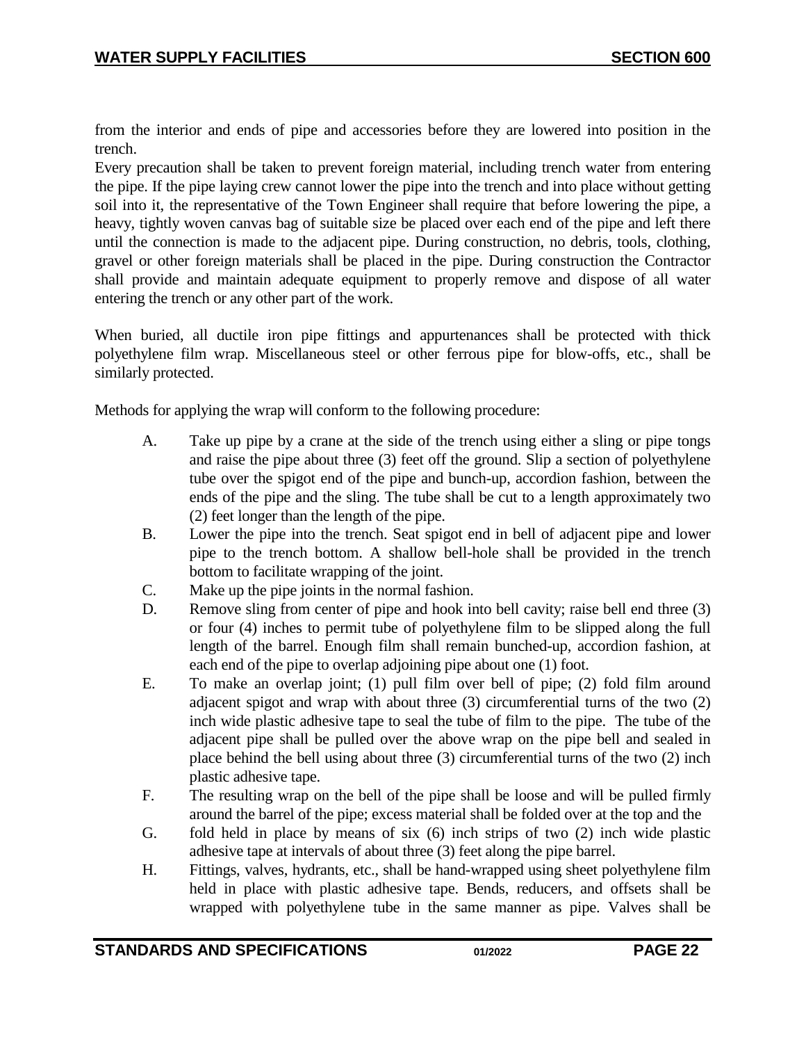from the interior and ends of pipe and accessories before they are lowered into position in the trench.

Every precaution shall be taken to prevent foreign material, including trench water from entering the pipe. If the pipe laying crew cannot lower the pipe into the trench and into place without getting soil into it, the representative of the Town Engineer shall require that before lowering the pipe, a heavy, tightly woven canvas bag of suitable size be placed over each end of the pipe and left there until the connection is made to the adjacent pipe. During construction, no debris, tools, clothing, gravel or other foreign materials shall be placed in the pipe. During construction the Contractor shall provide and maintain adequate equipment to properly remove and dispose of all water entering the trench or any other part of the work.

When buried, all ductile iron pipe fittings and appurtenances shall be protected with thick polyethylene film wrap. Miscellaneous steel or other ferrous pipe for blow-offs, etc., shall be similarly protected.

Methods for applying the wrap will conform to the following procedure:

A. Take up pipe by a crane at the side of the trench using either a sling or pipe tongs and raise the pipe about three (3) feet off the ground. Slip a section of polyethylene tube over the spigot end of the pipe and bunch-up, accordion fashion, between the ends of the pipe and the sling. The tube shall be cut to a length approximately two (2) feet longer than the length of the pipe.

B. Lower the pipe into the trench. Seat spigot end in bell of adjacent pipe and lower pipe to the trench bottom. A shallow bell-hole shall be provided in the trench bottom to facilitate wrapping of the joint.

C. Make up the pipe joints in the normal fashion.

D. Remove sling from center of pipe and hook into bell cavity; raise bell end three (3) or four (4) inches to permit tube of polyethylene film to be slipped along the full length of the barrel. Enough film shall remain bunched-up, accordion fashion, at each end of the pipe to overlap adjoining pipe about one (1) foot.

E. To make an overlap joint; (1) pull film over bell of pipe; (2) fold film around adjacent spigot and wrap with about three (3) circumferential turns of the two (2) inch wide plastic adhesive tape to seal the tube of film to the pipe. The tube of the adjacent pipe shall be pulled over the above wrap on the pipe bell and sealed in place behind the bell using about three (3) circumferential turns of the two (2) inch plastic adhesive tape.

F. The resulting wrap on the bell of the pipe shall be loose and will be pulled firmly around the barrel of the pipe; excess material shall be folded over at the top and the

G. fold held in place by means of six (6) inch strips of two (2) inch wide plastic adhesive tape at intervals of about three (3) feet along the pipe barrel.

H. Fittings, valves, hydrants, etc., shall be hand-wrapped using sheet polyethylene film held in place with plastic adhesive tape. Bends, reducers, and offsets shall be wrapped with polyethylene tube in the same manner as pipe. Valves shall be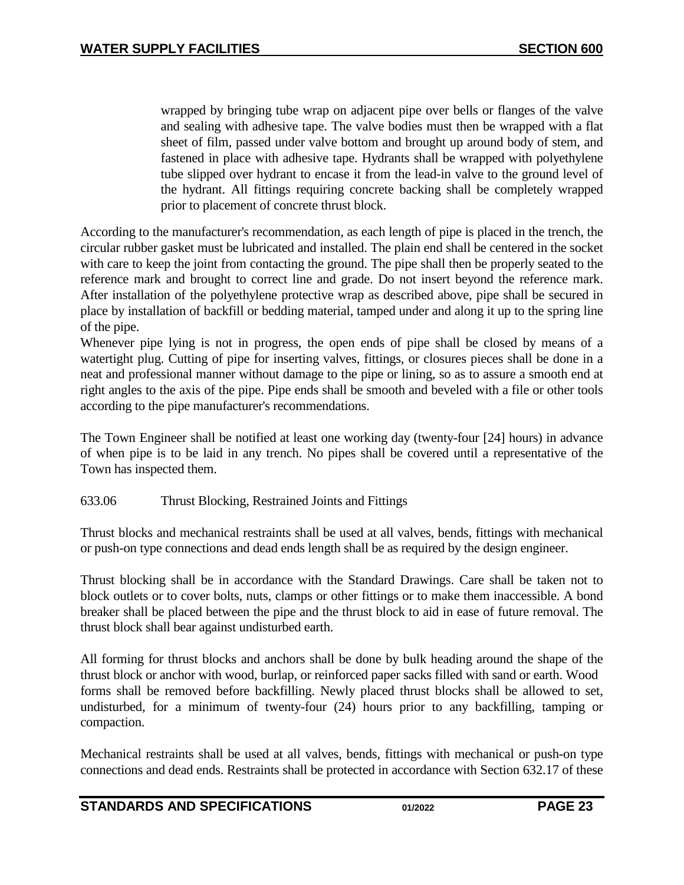wrapped by bringing tube wrap on adjacent pipe over bells or flanges of the valve and sealing with adhesive tape. The valve bodies must then be wrapped with a flat sheet of film, passed under valve bottom and brought up around body of stem, and fastened in place with adhesive tape. Hydrants shall be wrapped with polyethylene tube slipped over hydrant to encase it from the lead-in valve to the ground level of the hydrant. All fittings requiring concrete backing shall be completely wrapped prior to placement of concrete thrust block.

According to the manufacturer's recommendation, as each length of pipe is placed in the trench, the circular rubber gasket must be lubricated and installed. The plain end shall be centered in the socket with care to keep the joint from contacting the ground. The pipe shall then be properly seated to the reference mark and brought to correct line and grade. Do not insert beyond the reference mark. After installation of the polyethylene protective wrap as described above, pipe shall be secured in place by installation of backfill or bedding material, tamped under and along it up to the spring line of the pipe.

Whenever pipe lying is not in progress, the open ends of pipe shall be closed by means of a watertight plug. Cutting of pipe for inserting valves, fittings, or closures pieces shall be done in a neat and professional manner without damage to the pipe or lining, so as to assure a smooth end at right angles to the axis of the pipe. Pipe ends shall be smooth and beveled with a file or other tools according to the pipe manufacturer's recommendations.

The Town Engineer shall be notified at least one working day (twenty-four [24] hours) in advance of when pipe is to be laid in any trench. No pipes shall be covered until a representative of the Town has inspected them.

633.06 Thrust Blocking, Restrained Joints and Fittings

Thrust blocks and mechanical restraints shall be used at all valves, bends, fittings with mechanical or push-on type connections and dead ends length shall be as required by the design engineer.

Thrust blocking shall be in accordance with the Standard Drawings. Care shall be taken not to block outlets or to cover bolts, nuts, clamps or other fittings or to make them inaccessible. A bond breaker shall be placed between the pipe and the thrust block to aid in ease of future removal. The thrust block shall bear against undisturbed earth.

All forming for thrust blocks and anchors shall be done by bulk heading around the shape of the thrust block or anchor with wood, burlap, or reinforced paper sacks filled with sand or earth. Wood forms shall be removed before backfilling. Newly placed thrust blocks shall be allowed to set, undisturbed, for a minimum of twenty-four (24) hours prior to any backfilling, tamping or compaction.

Mechanical restraints shall be used at all valves, bends, fittings with mechanical or push-on type connections and dead ends. Restraints shall be protected in accordance with Section 632.17 of these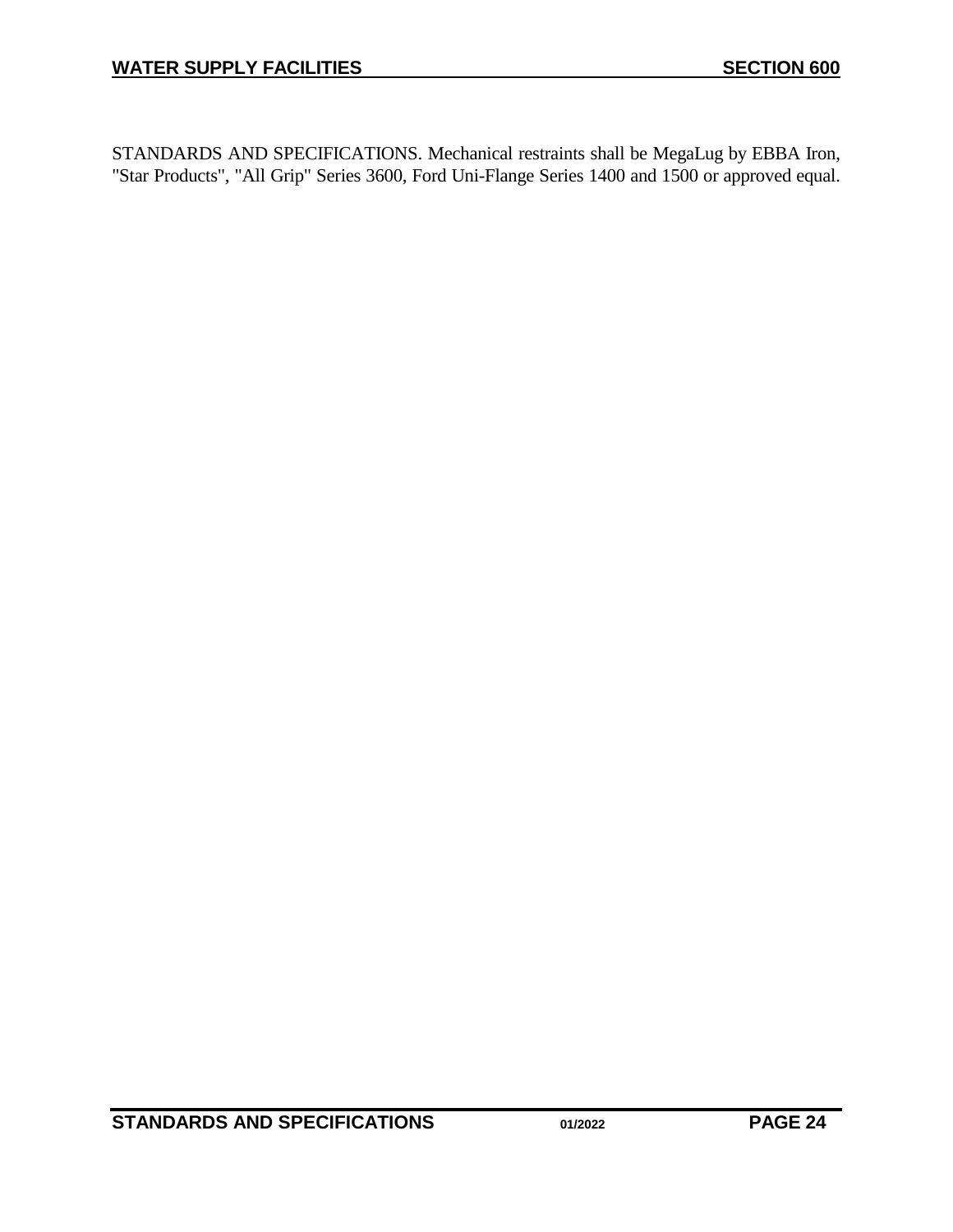STANDARDS AND SPECIFICATIONS. Mechanical restraints shall be MegaLug by EBBA Iron, "Star Products", "All Grip" Series 3600, Ford Uni-Flange Series 1400 and 1500 or approved equal.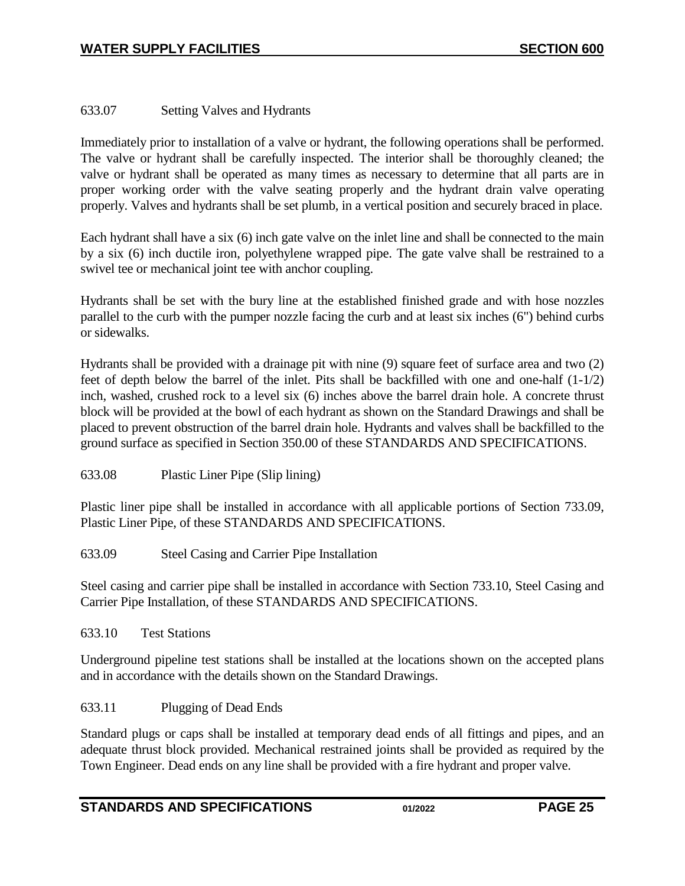### 633.07 Setting Valves and Hydrants

Immediately prior to installation of a valve or hydrant, the following operations shall be performed. The valve or hydrant shall be carefully inspected. The interior shall be thoroughly cleaned; the valve or hydrant shall be operated as many times as necessary to determine that all parts are in proper working order with the valve seating properly and the hydrant drain valve operating properly. Valves and hydrants shall be set plumb, in a vertical position and securely braced in place.

Each hydrant shall have a six (6) inch gate valve on the inlet line and shall be connected to the main by a six (6) inch ductile iron, polyethylene wrapped pipe. The gate valve shall be restrained to a swivel tee or mechanical joint tee with anchor coupling.

Hydrants shall be set with the bury line at the established finished grade and with hose nozzles parallel to the curb with the pumper nozzle facing the curb and at least six inches (6") behind curbs or sidewalks.

Hydrants shall be provided with a drainage pit with nine (9) square feet of surface area and two (2) feet of depth below the barrel of the inlet. Pits shall be backfilled with one and one-half (1-1/2) inch, washed, crushed rock to a level six (6) inches above the barrel drain hole. A concrete thrust block will be provided at the bowl of each hydrant as shown on the Standard Drawings and shall be placed to prevent obstruction of the barrel drain hole. Hydrants and valves shall be backfilled to the ground surface as specified in Section 350.00 of these STANDARDS AND SPECIFICATIONS.

### 633.08 Plastic Liner Pipe (Slip lining)

Plastic liner pipe shall be installed in accordance with all applicable portions of Section 733.09, Plastic Liner Pipe, of these STANDARDS AND SPECIFICATIONS.

### 633.09 Steel Casing and Carrier Pipe Installation

Steel casing and carrier pipe shall be installed in accordance with Section 733.10, Steel Casing and Carrier Pipe Installation, of these STANDARDS AND SPECIFICATIONS.

### 633.10 Test Stations

Underground pipeline test stations shall be installed at the locations shown on the accepted plans and in accordance with the details shown on the Standard Drawings.

### 633.11 Plugging of Dead Ends

Standard plugs or caps shall be installed at temporary dead ends of all fittings and pipes, and an adequate thrust block provided. Mechanical restrained joints shall be provided as required by the Town Engineer. Dead ends on any line shall be provided with a fire hydrant and proper valve.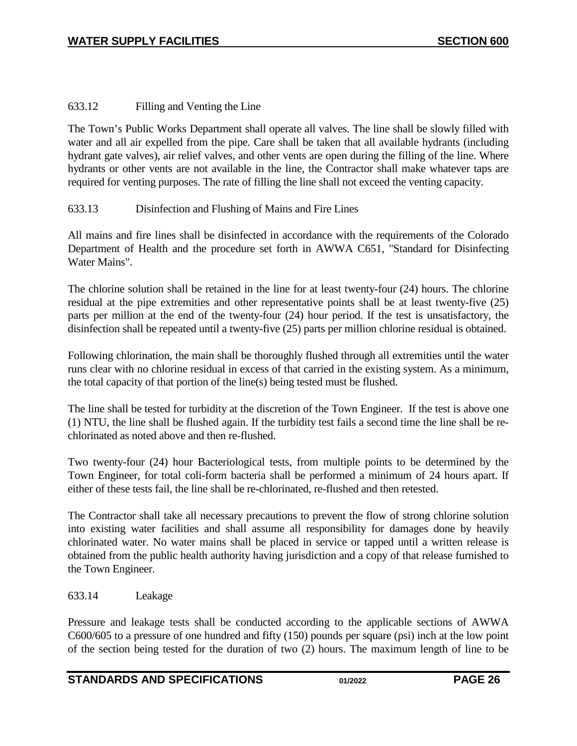633.12 Filling and Venting the Line

The Town's Public Works Department shall operate all valves. The line shall be slowly filled with water and all air expelled from the pipe. Care shall be taken that all available hydrants (including hydrant gate valves), air relief valves, and other vents are open during the filling of the line. Where hydrants or other vents are not available in the line, the Contractor shall make whatever taps are required for venting purposes. The rate of filling the line shall not exceed the venting capacity.

633.13 Disinfection and Flushing of Mains and Fire Lines

All mains and fire lines shall be disinfected in accordance with the requirements of the Colorado Department of Health and the procedure set forth in AWWA C651, "Standard for Disinfecting Water Mains".

The chlorine solution shall be retained in the line for at least twenty-four (24) hours. The chlorine residual at the pipe extremities and other representative points shall be at least twenty-five (25) parts per million at the end of the twenty-four (24) hour period. If the test is unsatisfactory, the disinfection shall be repeated until a twenty-five (25) parts per million chlorine residual is obtained.

Following chlorination, the main shall be thoroughly flushed through all extremities until the water runs clear with no chlorine residual in excess of that carried in the existing system. As a minimum, the total capacity of that portion of the line(s) being tested must be flushed.

The line shall be tested for turbidity at the discretion of the Town Engineer. If the test is above one (1) NTU, the line shall be flushed again. If the turbidity test fails a second time the line shall be re-chlorinated as noted above and then re-flushed.

Two twenty-four (24) hour Bacteriological tests, from multiple points to be determined by the Town Engineer, for total coli-form bacteria shall be performed a minimum of 24 hours apart. If either of these tests fail, the line shall be re-chlorinated, re-flushed and then retested.

The Contractor shall take all necessary precautions to prevent the flow of strong chlorine solution into existing water facilities and shall assume all responsibility for damages done by heavily chlorinated water. No water mains shall be placed in service or tapped until a written release is obtained from the public health authority having jurisdiction and a copy of that release furnished to the Town Engineer.

633.14 Leakage

Pressure and leakage tests shall be conducted according to the applicable sections of AWWA C600/605 to a pressure of one hundred and fifty (150) pounds per square (psi) inch at the low point of the section being tested for the duration of two (2) hours. The maximum length of line to be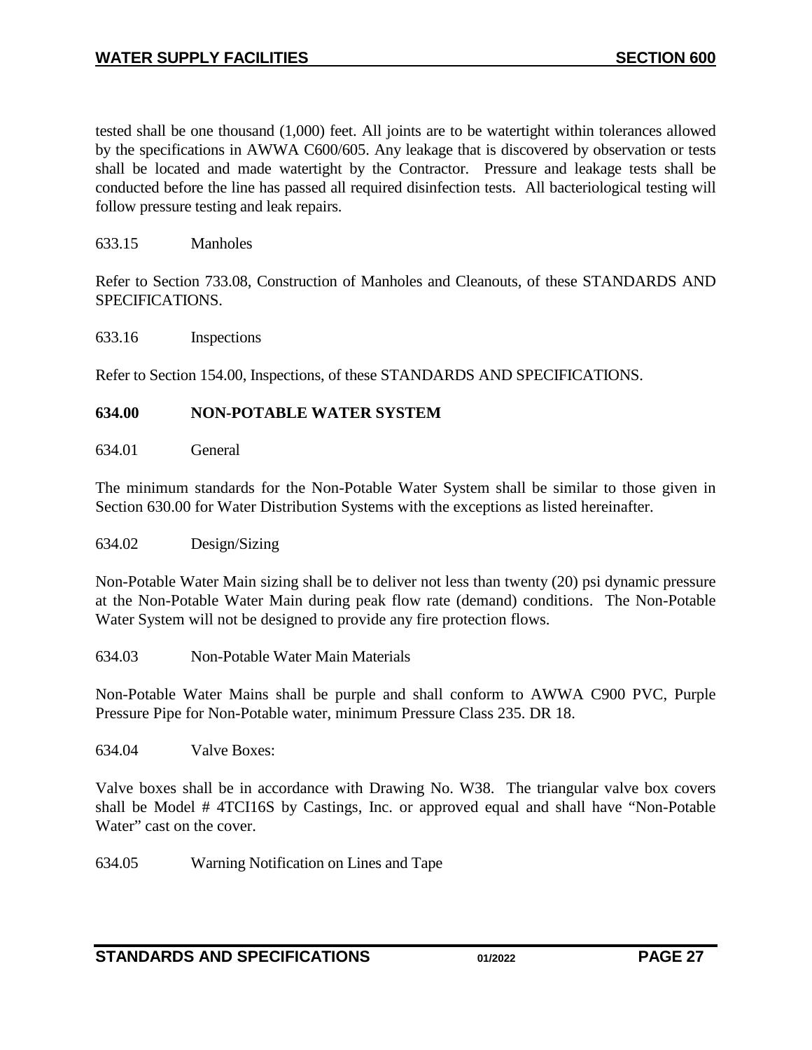tested shall be one thousand (1,000) feet. All joints are to be watertight within tolerances allowed by the specifications in AWWA C600/605. Any leakage that is discovered by observation or tests shall be located and made watertight by the Contractor. Pressure and leakage tests shall be conducted before the line has passed all required disinfection tests. All bacteriological testing will follow pressure testing and leak repairs.

633.15 Manholes

Refer to Section 733.08, Construction of Manholes and Cleanouts, of these STANDARDS AND SPECIFICATIONS.

633.16 Inspections

Refer to Section 154.00, Inspections, of these STANDARDS AND SPECIFICATIONS.

## 634.00 NON-POTABLE WATER SYSTEM

634.01 General

The minimum standards for the Non-Potable Water System shall be similar to those given in Section 630.00 for Water Distribution Systems with the exceptions as listed hereinafter.

634.02 Design/Sizing

Non-Potable Water Main sizing shall be to deliver not less than twenty (20) psi dynamic pressure at the Non-Potable Water Main during peak flow rate (demand) conditions. The Non-Potable Water System will not be designed to provide any fire protection flows.

634.03 Non-Potable Water Main Materials

Non-Potable Water Mains shall be purple and shall conform to AWWA C900 PVC, Purple Pressure Pipe for Non-Potable water, minimum Pressure Class 235. DR 18.

634.04 Valve Boxes:

Valve boxes shall be in accordance with Drawing No. W38. The triangular valve box covers shall be Model # 4TCI16S by Castings, Inc. or approved equal and shall have "Non-Potable Water" cast on the cover.

634.05 Warning Notification on Lines and Tape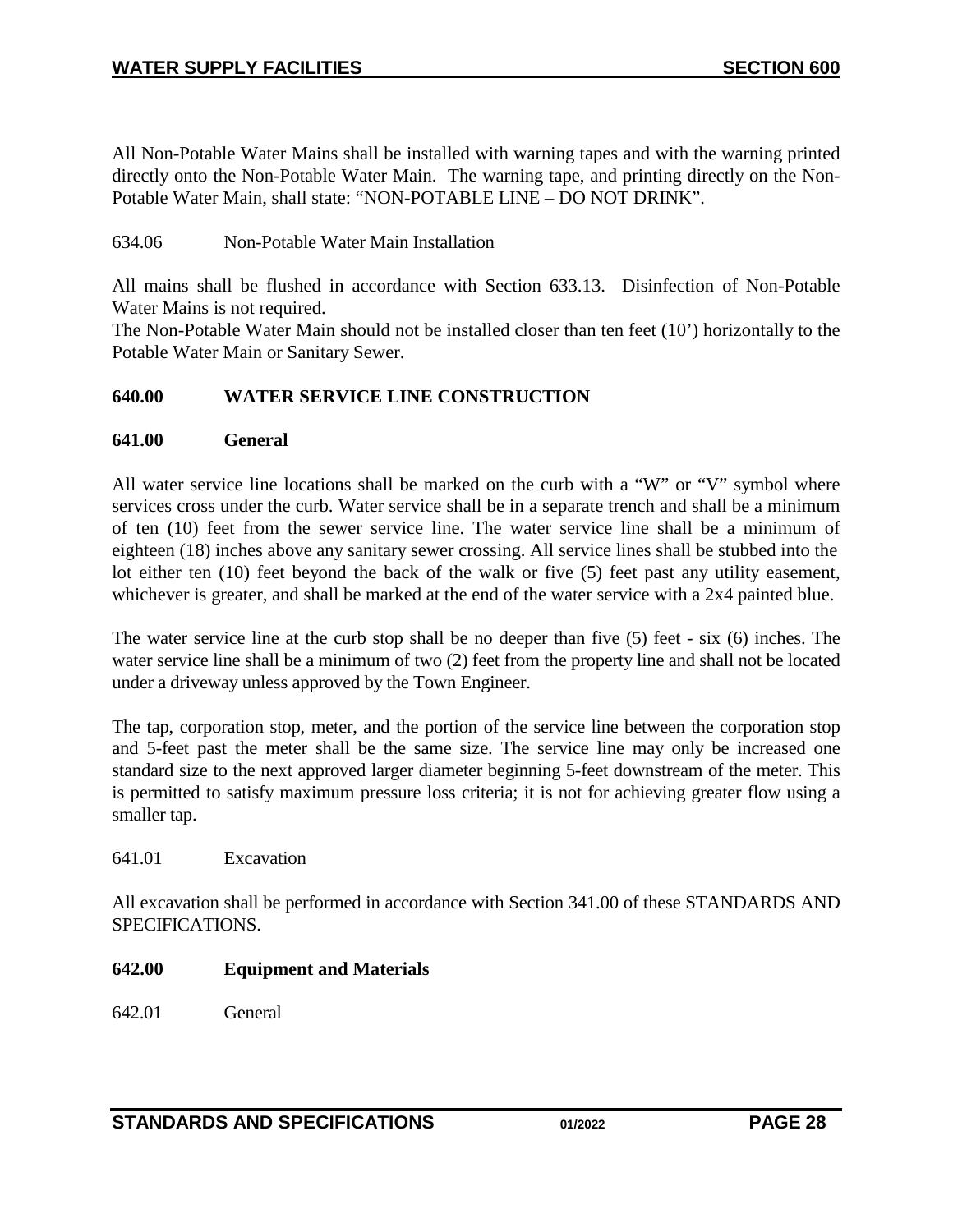All Non-Potable Water Mains shall be installed with warning tapes and with the warning printed directly onto the Non-Potable Water Main. The warning tape, and printing directly on the Non-Potable Water Main, shall state: "NON-POTABLE LINE – DO NOT DRINK".

634.06 Non-Potable Water Main Installation

All mains shall be flushed in accordance with Section 633.13. Disinfection of Non-Potable Water Mains is not required.
The Non-Potable Water Main should not be installed closer than ten feet (10') horizontally to the Potable Water Main or Sanitary Sewer.

## 640.00 WATER SERVICE LINE CONSTRUCTION

### 641.00 General

All water service line locations shall be marked on the curb with a "W" or "V" symbol where services cross under the curb. Water service shall be in a separate trench and shall be a minimum of ten (10) feet from the sewer service line. The water service line shall be a minimum of eighteen (18) inches above any sanitary sewer crossing. All service lines shall be stubbed into the lot either ten (10) feet beyond the back of the walk or five (5) feet past any utility easement, whichever is greater, and shall be marked at the end of the water service with a 2x4 painted blue.

The water service line at the curb stop shall be no deeper than five (5) feet - six (6) inches. The water service line shall be a minimum of two (2) feet from the property line and shall not be located under a driveway unless approved by the Town Engineer.

The tap, corporation stop, meter, and the portion of the service line between the corporation stop and 5-feet past the meter shall be the same size. The service line may only be increased one standard size to the next approved larger diameter beginning 5-feet downstream of the meter. This is permitted to satisfy maximum pressure loss criteria; it is not for achieving greater flow using a smaller tap.

641.01 Excavation

All excavation shall be performed in accordance with Section 341.00 of these STANDARDS AND SPECIFICATIONS.

### 642.00 Equipment and Materials

642.01 General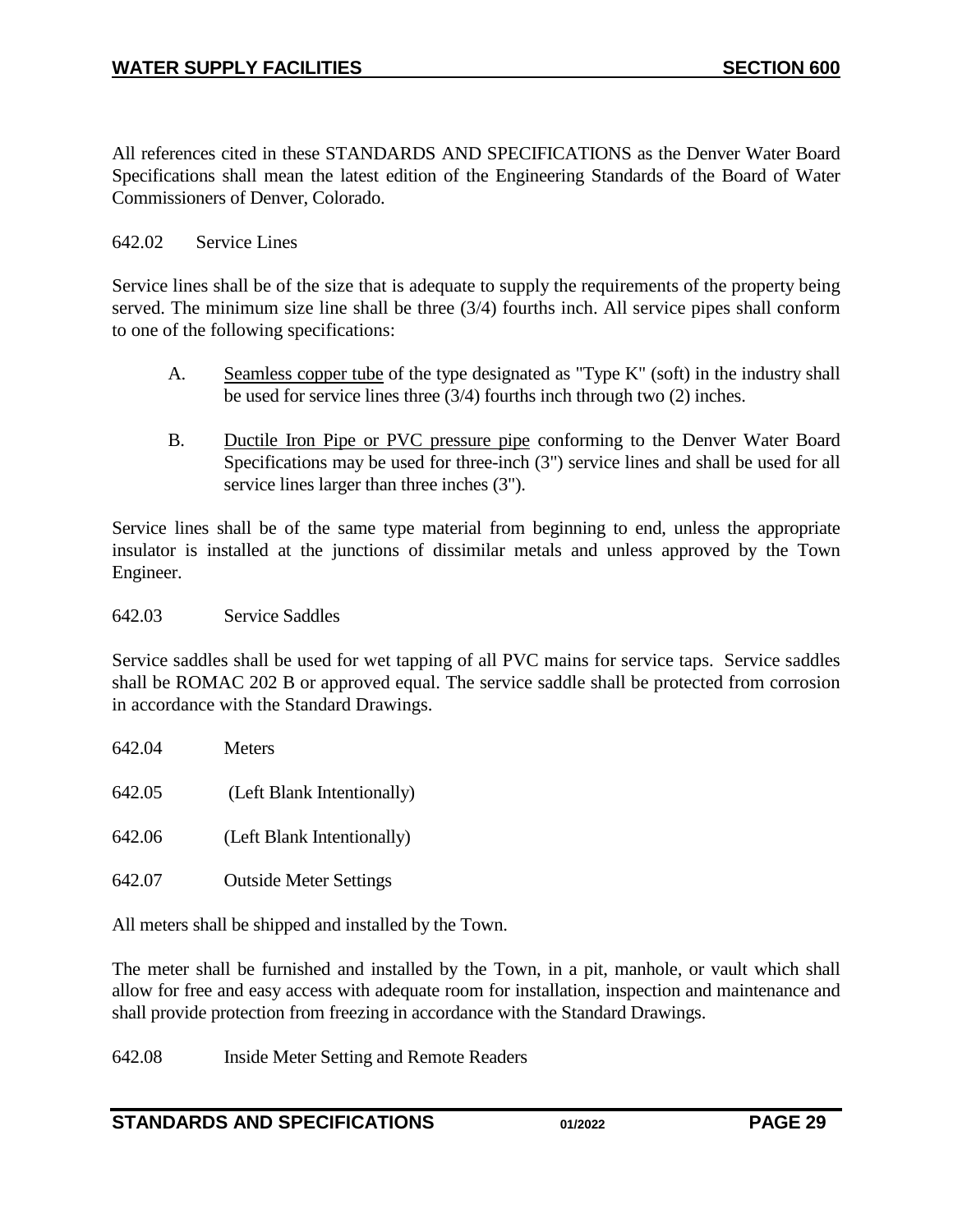All references cited in these STANDARDS AND SPECIFICATIONS as the Denver Water Board Specifications shall mean the latest edition of the Engineering Standards of the Board of Water Commissioners of Denver, Colorado.

642.02 Service Lines

Service lines shall be of the size that is adequate to supply the requirements of the property being served. The minimum size line shall be three (3/4) fourths inch. All service pipes shall conform to one of the following specifications:

A. Seamless copper tube of the type designated as "Type K" (soft) in the industry shall be used for service lines three (3/4) fourths inch through two (2) inches.

B. Ductile Iron Pipe or PVC pressure pipe conforming to the Denver Water Board Specifications may be used for three-inch (3") service lines and shall be used for all service lines larger than three inches (3").

Service lines shall be of the same type material from beginning to end, unless the appropriate insulator is installed at the junctions of dissimilar metals and unless approved by the Town Engineer.

642.03 Service Saddles

Service saddles shall be used for wet tapping of all PVC mains for service taps. Service saddles shall be ROMAC 202 B or approved equal. The service saddle shall be protected from corrosion in accordance with the Standard Drawings.

642.04 Meters

642.05 (Left Blank Intentionally)

642.06 (Left Blank Intentionally)

642.07 Outside Meter Settings

All meters shall be shipped and installed by the Town.

The meter shall be furnished and installed by the Town, in a pit, manhole, or vault which shall allow for free and easy access with adequate room for installation, inspection and maintenance and shall provide protection from freezing in accordance with the Standard Drawings.

642.08 Inside Meter Setting and Remote Readers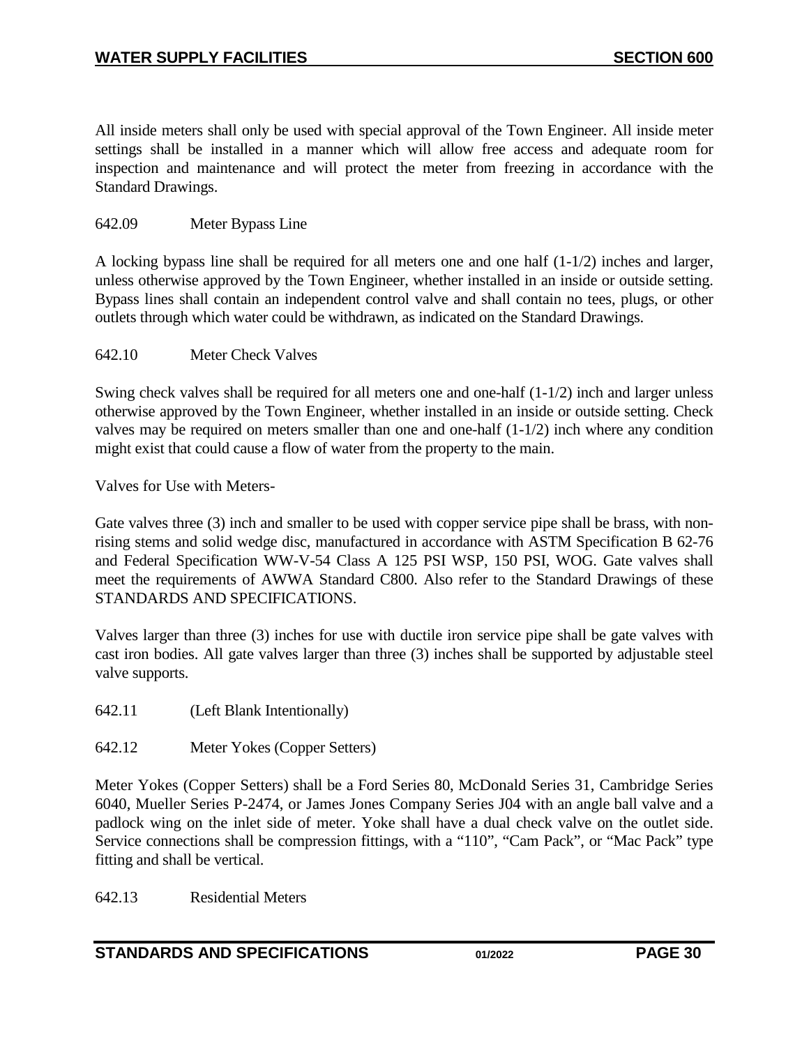All inside meters shall only be used with special approval of the Town Engineer. All inside meter settings shall be installed in a manner which will allow free access and adequate room for inspection and maintenance and will protect the meter from freezing in accordance with the Standard Drawings.

### 642.09 Meter Bypass Line

A locking bypass line shall be required for all meters one and one half (1-1/2) inches and larger, unless otherwise approved by the Town Engineer, whether installed in an inside or outside setting. Bypass lines shall contain an independent control valve and shall contain no tees, plugs, or other outlets through which water could be withdrawn, as indicated on the Standard Drawings.

### 642.10 Meter Check Valves

Swing check valves shall be required for all meters one and one-half (1-1/2) inch and larger unless otherwise approved by the Town Engineer, whether installed in an inside or outside setting. Check valves may be required on meters smaller than one and one-half (1-1/2) inch where any condition might exist that could cause a flow of water from the property to the main.

Valves for Use with Meters-

Gate valves three (3) inch and smaller to be used with copper service pipe shall be brass, with non-rising stems and solid wedge disc, manufactured in accordance with ASTM Specification B 62-76 and Federal Specification WW-V-54 Class A 125 PSI WSP, 150 PSI, WOG. Gate valves shall meet the requirements of AWWA Standard C800. Also refer to the Standard Drawings of these STANDARDS AND SPECIFICATIONS.

Valves larger than three (3) inches for use with ductile iron service pipe shall be gate valves with cast iron bodies. All gate valves larger than three (3) inches shall be supported by adjustable steel valve supports.

### 642.11 (Left Blank Intentionally)

### 642.12 Meter Yokes (Copper Setters)

Meter Yokes (Copper Setters) shall be a Ford Series 80, McDonald Series 31, Cambridge Series 6040, Mueller Series P-2474, or James Jones Company Series J04 with an angle ball valve and a padlock wing on the inlet side of meter. Yoke shall have a dual check valve on the outlet side. Service connections shall be compression fittings, with a "110", "Cam Pack", or "Mac Pack" type fitting and shall be vertical.

### 642.13 Residential Meters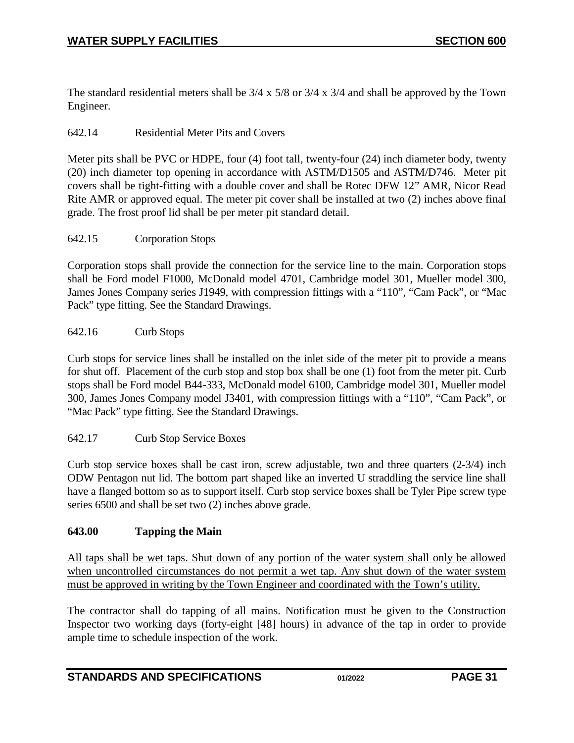The standard residential meters shall be 3/4 x 5/8 or 3/4 x 3/4 and shall be approved by the Town Engineer.

642.14 Residential Meter Pits and Covers

Meter pits shall be PVC or HDPE, four (4) foot tall, twenty-four (24) inch diameter body, twenty (20) inch diameter top opening in accordance with ASTM/D1505 and ASTM/D746. Meter pit covers shall be tight-fitting with a double cover and shall be Rotec DFW 12" AMR, Nicor Read Rite AMR or approved equal. The meter pit cover shall be installed at two (2) inches above final grade. The frost proof lid shall be per meter pit standard detail.

642.15 Corporation Stops

Corporation stops shall provide the connection for the service line to the main. Corporation stops shall be Ford model F1000, McDonald model 4701, Cambridge model 301, Mueller model 300, James Jones Company series J1949, with compression fittings with a "110", "Cam Pack", or "Mac Pack" type fitting. See the Standard Drawings.

642.16 Curb Stops

Curb stops for service lines shall be installed on the inlet side of the meter pit to provide a means for shut off. Placement of the curb stop and stop box shall be one (1) foot from the meter pit. Curb stops shall be Ford model B44-333, McDonald model 6100, Cambridge model 301, Mueller model 300, James Jones Company model J3401, with compression fittings with a "110", "Cam Pack", or "Mac Pack" type fitting. See the Standard Drawings.

642.17 Curb Stop Service Boxes

Curb stop service boxes shall be cast iron, screw adjustable, two and three quarters (2-3/4) inch ODW Pentagon nut lid. The bottom part shaped like an inverted U straddling the service line shall have a flanged bottom so as to support itself. Curb stop service boxes shall be Tyler Pipe screw type series 6500 and shall be set two (2) inches above grade.

## 643.00 Tapping the Main

<u>All taps shall be wet taps. Shut down of any portion of the water system shall only be allowed when uncontrolled circumstances do not permit a wet tap. Any shut down of the water system must be approved in writing by the Town Engineer and coordinated with the Town's utility.</u>

The contractor shall do tapping of all mains. Notification must be given to the Construction Inspector two working days (forty-eight [48] hours) in advance of the tap in order to provide ample time to schedule inspection of the work.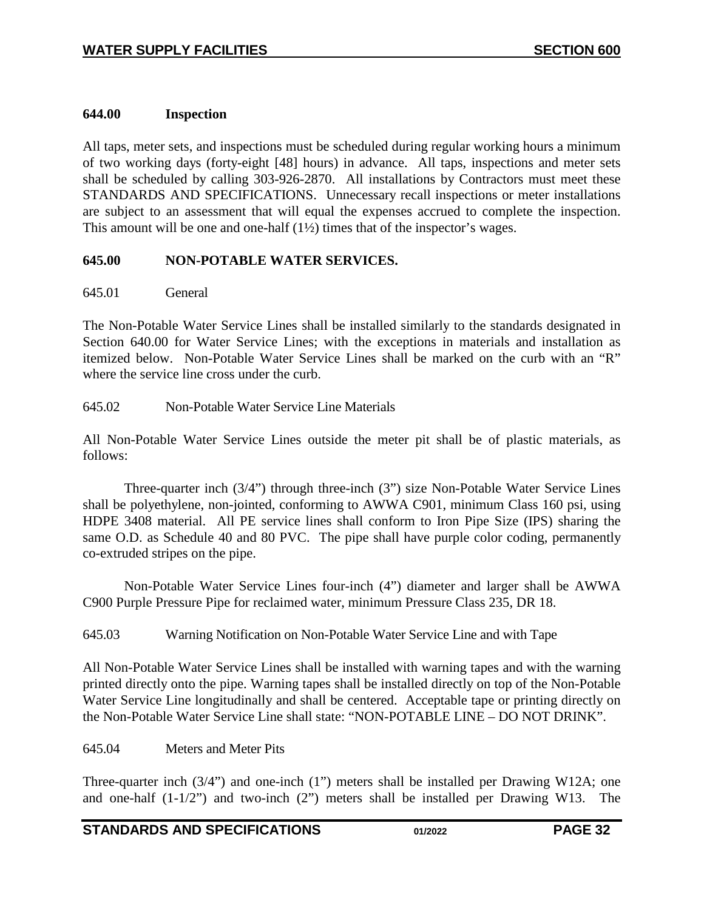### 644.00 Inspection

All taps, meter sets, and inspections must be scheduled during regular working hours a minimum of two working days (forty-eight [48] hours) in advance. All taps, inspections and meter sets shall be scheduled by calling 303-926-2870. All installations by Contractors must meet these STANDARDS AND SPECIFICATIONS. Unnecessary recall inspections or meter installations are subject to an assessment that will equal the expenses accrued to complete the inspection. This amount will be one and one-half (1½) times that of the inspector's wages.

### 645.00 NON-POTABLE WATER SERVICES.

645.01 General

The Non-Potable Water Service Lines shall be installed similarly to the standards designated in Section 640.00 for Water Service Lines; with the exceptions in materials and installation as itemized below. Non-Potable Water Service Lines shall be marked on the curb with an "R" where the service line cross under the curb.

645.02 Non-Potable Water Service Line Materials

All Non-Potable Water Service Lines outside the meter pit shall be of plastic materials, as follows:

Three-quarter inch (3/4") through three-inch (3") size Non-Potable Water Service Lines shall be polyethylene, non-jointed, conforming to AWWA C901, minimum Class 160 psi, using HDPE 3408 material. All PE service lines shall conform to Iron Pipe Size (IPS) sharing the same O.D. as Schedule 40 and 80 PVC. The pipe shall have purple color coding, permanently co-extruded stripes on the pipe.

Non-Potable Water Service Lines four-inch (4") diameter and larger shall be AWWA C900 Purple Pressure Pipe for reclaimed water, minimum Pressure Class 235, DR 18.

645.03 Warning Notification on Non-Potable Water Service Line and with Tape

All Non-Potable Water Service Lines shall be installed with warning tapes and with the warning printed directly onto the pipe. Warning tapes shall be installed directly on top of the Non-Potable Water Service Line longitudinally and shall be centered. Acceptable tape or printing directly on the Non-Potable Water Service Line shall state: "NON-POTABLE LINE – DO NOT DRINK".

645.04 Meters and Meter Pits

Three-quarter inch (3/4") and one-inch (1") meters shall be installed per Drawing W12A; one and one-half (1-1/2") and two-inch (2") meters shall be installed per Drawing W13. The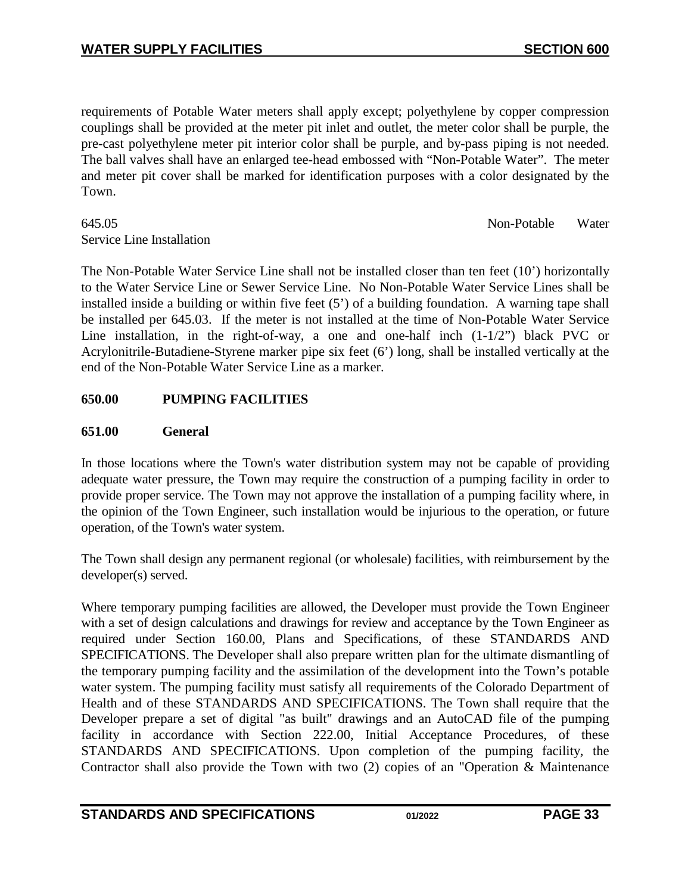requirements of Potable Water meters shall apply except; polyethylene by copper compression couplings shall be provided at the meter pit inlet and outlet, the meter color shall be purple, the pre-cast polyethylene meter pit interior color shall be purple, and by-pass piping is not needed. The ball valves shall have an enlarged tee-head embossed with "Non-Potable Water". The meter and meter pit cover shall be marked for identification purposes with a color designated by the Town.

645.05 Non-Potable Water Service Line Installation

The Non-Potable Water Service Line shall not be installed closer than ten feet (10') horizontally to the Water Service Line or Sewer Service Line. No Non-Potable Water Service Lines shall be installed inside a building or within five feet (5') of a building foundation. A warning tape shall be installed per 645.03. If the meter is not installed at the time of Non-Potable Water Service Line installation, in the right-of-way, a one and one-half inch (1-1/2") black PVC or Acrylonitrile-Butadiene-Styrene marker pipe six feet (6') long, shall be installed vertically at the end of the Non-Potable Water Service Line as a marker.

## 650.00 PUMPING FACILITIES

### 651.00 General

In those locations where the Town's water distribution system may not be capable of providing adequate water pressure, the Town may require the construction of a pumping facility in order to provide proper service. The Town may not approve the installation of a pumping facility where, in the opinion of the Town Engineer, such installation would be injurious to the operation, or future operation, of the Town's water system.

The Town shall design any permanent regional (or wholesale) facilities, with reimbursement by the developer(s) served.

Where temporary pumping facilities are allowed, the Developer must provide the Town Engineer with a set of design calculations and drawings for review and acceptance by the Town Engineer as required under Section 160.00, Plans and Specifications, of these STANDARDS AND SPECIFICATIONS. The Developer shall also prepare written plan for the ultimate dismantling of the temporary pumping facility and the assimilation of the development into the Town's potable water system. The pumping facility must satisfy all requirements of the Colorado Department of Health and of these STANDARDS AND SPECIFICATIONS. The Town shall require that the Developer prepare a set of digital "as built" drawings and an AutoCAD file of the pumping facility in accordance with Section 222.00, Initial Acceptance Procedures, of these STANDARDS AND SPECIFICATIONS. Upon completion of the pumping facility, the Contractor shall also provide the Town with two (2) copies of an "Operation & Maintenance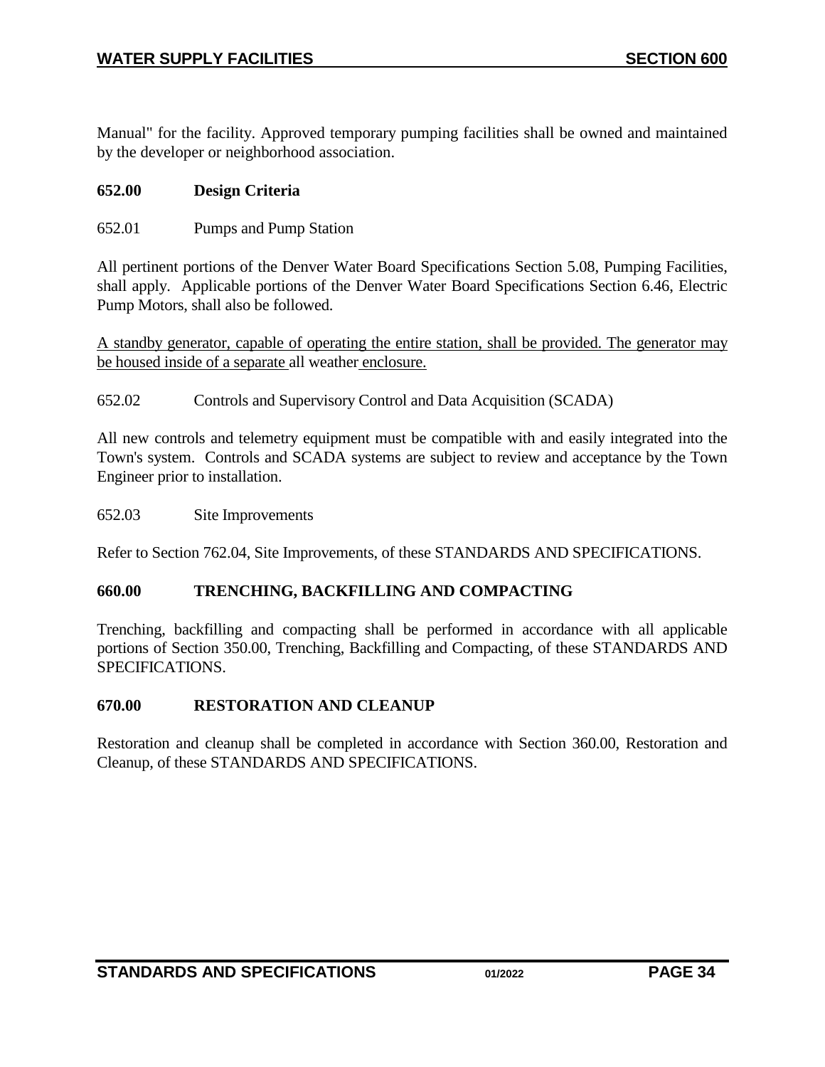Manual" for the facility. Approved temporary pumping facilities shall be owned and maintained by the developer or neighborhood association.

### 652.00 Design Criteria

652.01 Pumps and Pump Station

All pertinent portions of the Denver Water Board Specifications Section 5.08, Pumping Facilities, shall apply. Applicable portions of the Denver Water Board Specifications Section 6.46, Electric Pump Motors, shall also be followed.

<u>A standby generator, capable of operating the entire station, shall be provided. The generator may be housed inside of a separate</u> all weather <u>enclosure.</u>

652.02 Controls and Supervisory Control and Data Acquisition (SCADA)

All new controls and telemetry equipment must be compatible with and easily integrated into the Town's system. Controls and SCADA systems are subject to review and acceptance by the Town Engineer prior to installation.

652.03 Site Improvements

Refer to Section 762.04, Site Improvements, of these STANDARDS AND SPECIFICATIONS.

### 660.00 TRENCHING, BACKFILLING AND COMPACTING

Trenching, backfilling and compacting shall be performed in accordance with all applicable portions of Section 350.00, Trenching, Backfilling and Compacting, of these STANDARDS AND SPECIFICATIONS.

### 670.00 RESTORATION AND CLEANUP

Restoration and cleanup shall be completed in accordance with Section 360.00, Restoration and Cleanup, of these STANDARDS AND SPECIFICATIONS.